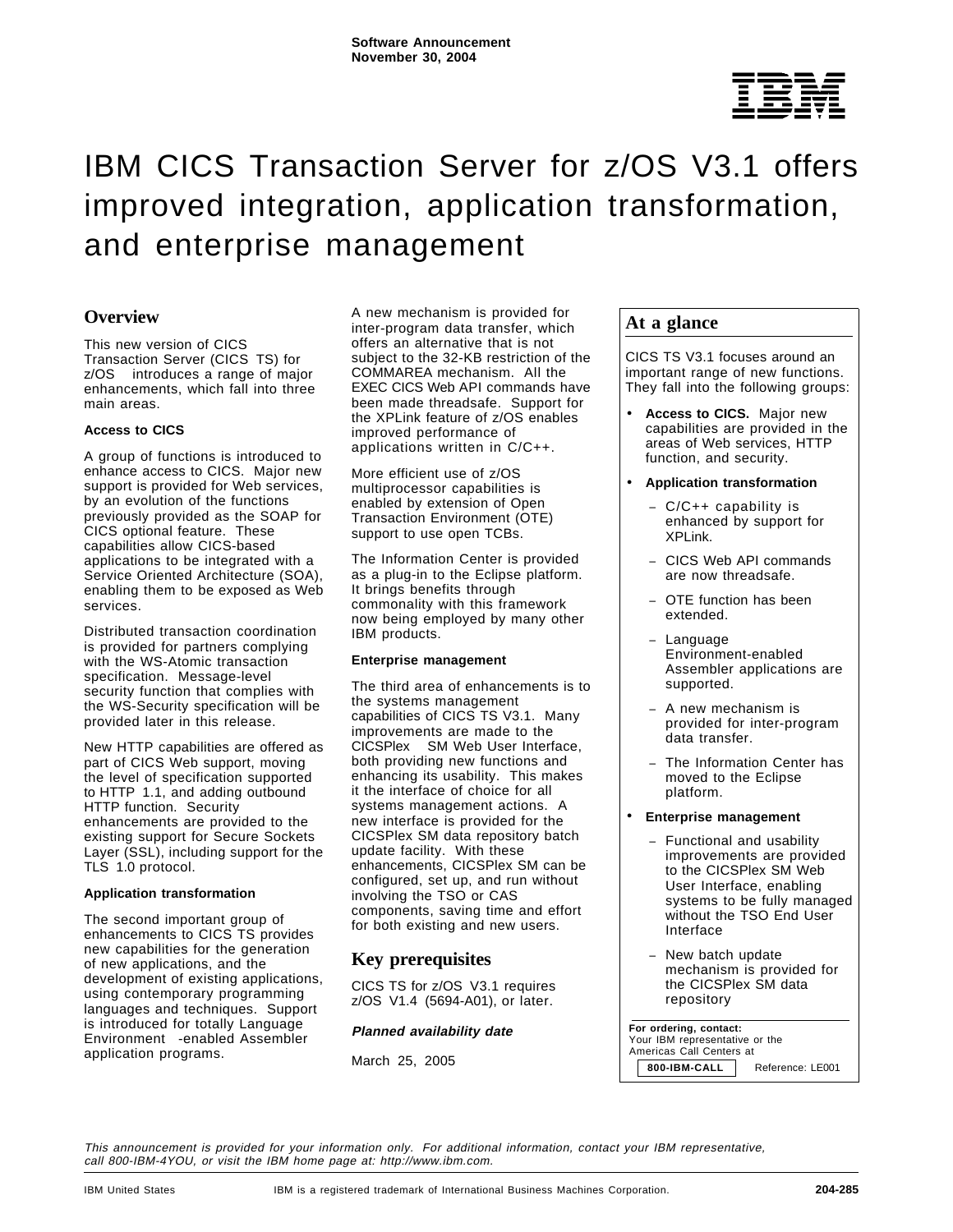**Software Announcement**
**November 30, 2004**

# IBM CICS Transaction Server for z/OS V3.1 offers improved integration, application transformation, and enterprise management

## Overview

This new version of CICS Transaction Server (CICS TS) for z/OS introduces a range of major enhancements, which fall into three main areas.

**Access to CICS**

A group of functions is introduced to enhance access to CICS. Major new support is provided for Web services, by an evolution of the functions previously provided as the SOAP for CICS optional feature. These capabilities allow CICS-based applications to be integrated with a Service Oriented Architecture (SOA), enabling them to be exposed as Web services.

Distributed transaction coordination is provided for partners complying with the WS-Atomic transaction specification. Message-level security function that complies with the WS-Security specification will be provided later in this release.

New HTTP capabilities are offered as part of CICS Web support, moving the level of specification supported to HTTP 1.1, and adding outbound HTTP function. Security enhancements are provided to the existing support for Secure Sockets Layer (SSL), including support for the TLS 1.0 protocol.

**Application transformation**

The second important group of enhancements to CICS TS provides new capabilities for the generation of new applications, and the development of existing applications, using contemporary programming languages and techniques. Support is introduced for totally Language Environment -enabled Assembler application programs.

A new mechanism is provided for inter-program data transfer, which offers an alternative that is not subject to the 32-KB restriction of the COMMAREA mechanism. All the EXEC CICS Web API commands have been made threadsafe. Support for the XPLink feature of z/OS enables improved performance of applications written in C/C++.

More efficient use of z/OS multiprocessor capabilities is enabled by extension of Open Transaction Environment (OTE) support to use open TCBs.

The Information Center is provided as a plug-in to the Eclipse platform. It brings benefits through commonality with this framework now being employed by many other IBM products.

**Enterprise management**

The third area of enhancements is to the systems management capabilities of CICS TS V3.1. Many improvements are made to the CICSPlex SM Web User Interface, both providing new functions and enhancing its usability. This makes it the interface of choice for all systems management actions. A new interface is provided for the CICSPlex SM data repository batch update facility. With these enhancements, CICSPlex SM can be configured, set up, and run without involving the TSO or CAS components, saving time and effort for both existing and new users.

## Key prerequisites

CICS TS for z/OS V3.1 requires z/OS V1.4 (5694-A01), or later.

***Planned availability date***

March 25, 2005

## At a glance

CICS TS V3.1 focuses around an important range of new functions. They fall into the following groups:

- **Access to CICS.** Major new capabilities are provided in the areas of Web services, HTTP function, and security.
- **Application transformation**
  - C/C++ capability is enhanced by support for XPLink.
  - CICS Web API commands are now threadsafe.
  - OTE function has been extended.
  - Language Environment-enabled Assembler applications are supported.
  - A new mechanism is provided for inter-program data transfer.
  - The Information Center has moved to the Eclipse platform.
- **Enterprise management**
  - Functional and usability improvements are provided to the CICSPlex SM Web User Interface, enabling systems to be fully managed without the TSO End User Interface
  - New batch update mechanism is provided for the CICSPlex SM data repository

**For ordering, contact:**
Your IBM representative or the Americas Call Centers at
**800-IBM-CALL** Reference: LE001

*This announcement is provided for your information only. For additional information, contact your IBM representative, call 800-IBM-4YOU, or visit the IBM home page at: http://www.ibm.com.*

IBM United States IBM is a registered trademark of International Business Machines Corporation. **204-285**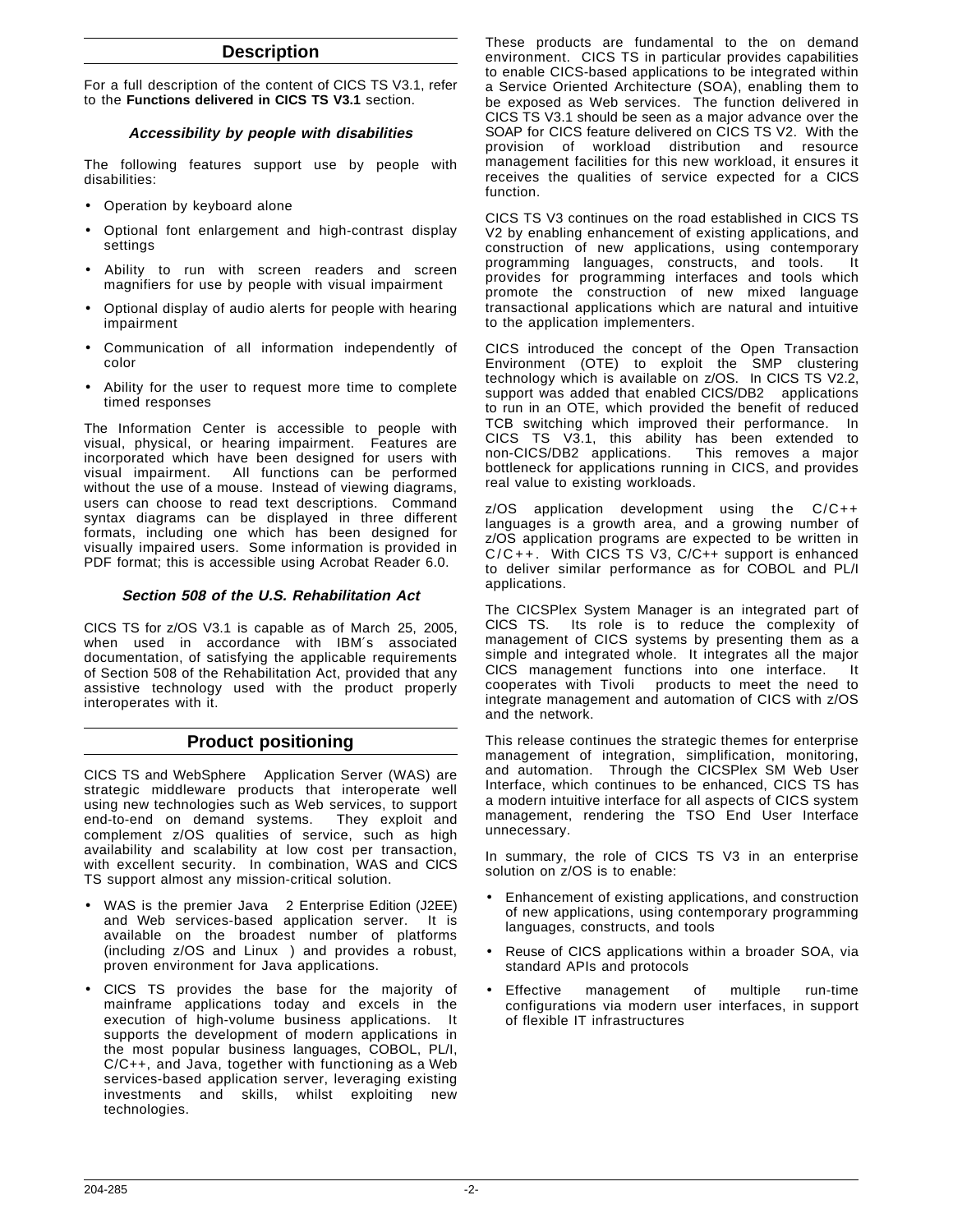## Description

For a full description of the content of CICS TS V3.1, refer to the **Functions delivered in CICS TS V3.1** section.

### *Accessibility by people with disabilities*

The following features support use by people with disabilities:

- Operation by keyboard alone
- Optional font enlargement and high-contrast display settings
- Ability to run with screen readers and screen magnifiers for use by people with visual impairment
- Optional display of audio alerts for people with hearing impairment
- Communication of all information independently of color
- Ability for the user to request more time to complete timed responses

The Information Center is accessible to people with visual, physical, or hearing impairment. Features are incorporated which have been designed for users with visual impairment. All functions can be performed without the use of a mouse. Instead of viewing diagrams, users can choose to read text descriptions. Command syntax diagrams can be displayed in three different formats, including one which has been designed for visually impaired users. Some information is provided in PDF format; this is accessible using Acrobat Reader 6.0.

### *Section 508 of the U.S. Rehabilitation Act*

CICS TS for z/OS V3.1 is capable as of March 25, 2005, when used in accordance with IBM´s associated documentation, of satisfying the applicable requirements of Section 508 of the Rehabilitation Act, provided that any assistive technology used with the product properly interoperates with it.

## Product positioning

CICS TS and WebSphere Application Server (WAS) are strategic middleware products that interoperate well using new technologies such as Web services, to support end-to-end on demand systems. They exploit and complement z/OS qualities of service, such as high availability and scalability at low cost per transaction, with excellent security. In combination, WAS and CICS TS support almost any mission-critical solution.

- WAS is the premier Java 2 Enterprise Edition (J2EE) and Web services-based application server. It is available on the broadest number of platforms (including z/OS and Linux ) and provides a robust, proven environment for Java applications.
- CICS TS provides the base for the majority of mainframe applications today and excels in the execution of high-volume business applications. It supports the development of modern applications in the most popular business languages, COBOL, PL/I, C/C++, and Java, together with functioning as a Web services-based application server, leveraging existing investments and skills, whilst exploiting new technologies.

These products are fundamental to the on demand environment. CICS TS in particular provides capabilities to enable CICS-based applications to be integrated within a Service Oriented Architecture (SOA), enabling them to be exposed as Web services. The function delivered in CICS TS V3.1 should be seen as a major advance over the SOAP for CICS feature delivered on CICS TS V2. With the provision of workload distribution and resource management facilities for this new workload, it ensures it receives the qualities of service expected for a CICS function.

CICS TS V3 continues on the road established in CICS TS V2 by enabling enhancement of existing applications, and construction of new applications, using contemporary programming languages, constructs, and tools. It provides for programming interfaces and tools which promote the construction of new mixed language transactional applications which are natural and intuitive to the application implementers.

CICS introduced the concept of the Open Transaction Environment (OTE) to exploit the SMP clustering technology which is available on z/OS. In CICS TS V2.2, support was added that enabled CICS/DB2 applications to run in an OTE, which provided the benefit of reduced TCB switching which improved their performance. In CICS TS V3.1, this ability has been extended to non-CICS/DB2 applications. This removes a major bottleneck for applications running in CICS, and provides real value to existing workloads.

z/OS application development using the C/C++ languages is a growth area, and a growing number of z/OS application programs are expected to be written in C/C++. With CICS TS V3, C/C++ support is enhanced to deliver similar performance as for COBOL and PL/I applications.

The CICSPlex System Manager is an integrated part of CICS TS. Its role is to reduce the complexity of management of CICS systems by presenting them as a simple and integrated whole. It integrates all the major CICS management functions into one interface. It cooperates with Tivoli products to meet the need to integrate management and automation of CICS with z/OS and the network.

This release continues the strategic themes for enterprise management of integration, simplification, monitoring, and automation. Through the CICSPlex SM Web User Interface, which continues to be enhanced, CICS TS has a modern intuitive interface for all aspects of CICS system management, rendering the TSO End User Interface unnecessary.

In summary, the role of CICS TS V3 in an enterprise solution on z/OS is to enable:

- Enhancement of existing applications, and construction of new applications, using contemporary programming languages, constructs, and tools
- Reuse of CICS applications within a broader SOA, via standard APIs and protocols
- Effective management of multiple run-time configurations via modern user interfaces, in support of flexible IT infrastructures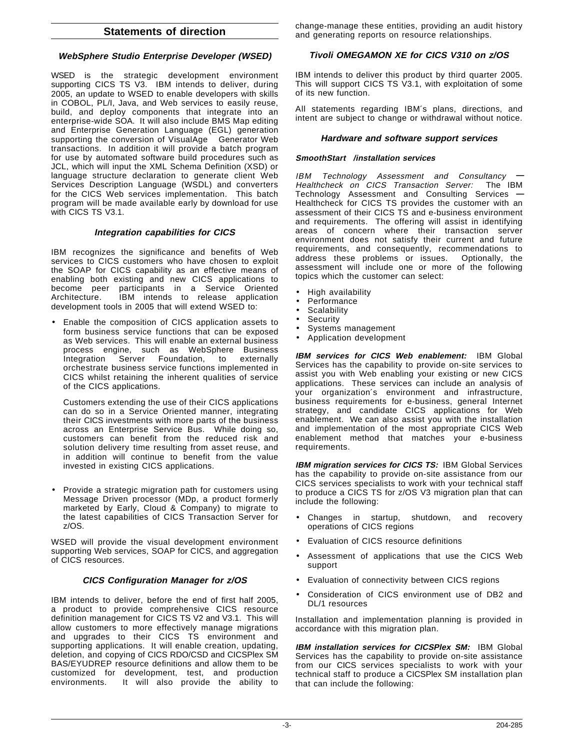## Statements of direction

### WebSphere Studio Enterprise Developer (WSED)

WSED is the strategic development environment supporting CICS TS V3. IBM intends to deliver, during 2005, an update to WSED to enable developers with skills in COBOL, PL/I, Java, and Web services to easily reuse, build, and deploy components that integrate into an enterprise-wide SOA. It will also include BMS Map editing and Enterprise Generation Language (EGL) generation supporting the conversion of VisualAge Generator Web transactions. In addition it will provide a batch program for use by automated software build procedures such as JCL, which will input the XML Schema Definition (XSD) or language structure declaration to generate client Web Services Description Language (WSDL) and converters for the CICS Web services implementation. This batch program will be made available early by download for use with CICS TS V3.1.

### Integration capabilities for CICS

IBM recognizes the significance and benefits of Web services to CICS customers who have chosen to exploit the SOAP for CICS capability as an effective means of enabling both existing and new CICS applications to become peer participants in a Service Oriented Architecture. IBM intends to release application development tools in 2005 that will extend WSED to:

- Enable the composition of CICS application assets to form business service functions that can be exposed as Web services. This will enable an external business process engine, such as WebSphere Business Integration Server Foundation, to externally orchestrate business service functions implemented in CICS whilst retaining the inherent qualities of service of the CICS applications.

  Customers extending the use of their CICS applications can do so in a Service Oriented manner, integrating their CICS investments with more parts of the business across an Enterprise Service Bus. While doing so, customers can benefit from the reduced risk and solution delivery time resulting from asset reuse, and in addition will continue to benefit from the value invested in existing CICS applications.

- Provide a strategic migration path for customers using Message Driven processor (MDp, a product formerly marketed by Early, Cloud & Company) to migrate to the latest capabilities of CICS Transaction Server for z/OS.

WSED will provide the visual development environment supporting Web services, SOAP for CICS, and aggregation of CICS resources.

### CICS Configuration Manager for z/OS

IBM intends to deliver, before the end of first half 2005, a product to provide comprehensive CICS resource definition management for CICS TS V2 and V3.1. This will allow customers to more effectively manage migrations and upgrades to their CICS TS environment and supporting applications. It will enable creation, updating, deletion, and copying of CICS RDO/CSD and CICSPlex SM BAS/EYUDREP resource definitions and allow them to be customized for development, test, and production environments. It will also provide the ability to change-manage these entities, providing an audit history and generating reports on resource relationships.

### Tivoli OMEGAMON XE for CICS V310 on z/OS

IBM intends to deliver this product by third quarter 2005. This will support CICS TS V3.1, with exploitation of some of its new function.

All statements regarding IBM´s plans, directions, and intent are subject to change or withdrawal without notice.

### Hardware and software support services

#### SmoothStart /installation services

*IBM Technology Assessment and Consultancy — Healthcheck on CICS Transaction Server:* The IBM Technology Assessment and Consulting Services — Healthcheck for CICS TS provides the customer with an assessment of their CICS TS and e-business environment and requirements. The offering will assist in identifying areas of concern where their transaction server environment does not satisfy their current and future requirements, and consequently, recommendations to address these problems or issues. Optionally, the assessment will include one or more of the following topics which the customer can select:

- High availability
- Performance
- Scalability
- Security
- Systems management
- Application development

***IBM services for CICS Web enablement:*** IBM Global Services has the capability to provide on-site services to assist you with Web enabling your existing or new CICS applications. These services can include an analysis of your organization´s environment and infrastructure, business requirements for e-business, general Internet strategy, and candidate CICS applications for Web enablement. We can also assist you with the installation and implementation of the most appropriate CICS Web enablement method that matches your e-business requirements.

***IBM migration services for CICS TS:*** IBM Global Services has the capability to provide on-site assistance from our CICS services specialists to work with your technical staff to produce a CICS TS for z/OS V3 migration plan that can include the following:

- Changes in startup, shutdown, and recovery operations of CICS regions
- Evaluation of CICS resource definitions
- Assessment of applications that use the CICS Web support
- Evaluation of connectivity between CICS regions
- Consideration of CICS environment use of DB2 and DL/1 resources

Installation and implementation planning is provided in accordance with this migration plan.

***IBM installation services for CICSPlex SM:*** IBM Global Services has the capability to provide on-site assistance from our CICS services specialists to work with your technical staff to produce a CICSPlex SM installation plan that can include the following: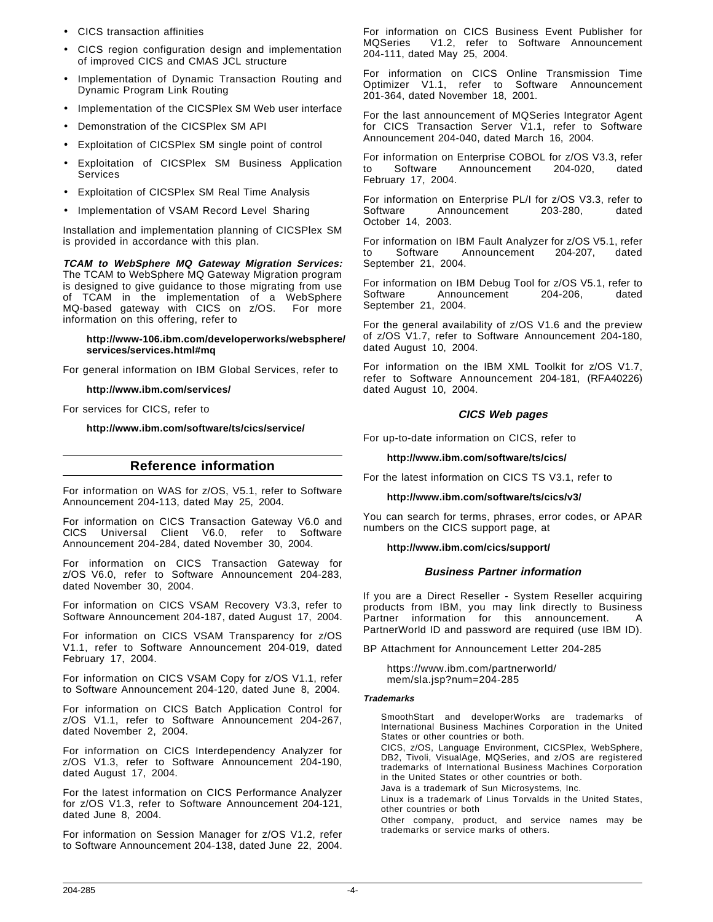- CICS transaction affinities
- CICS region configuration design and implementation of improved CICS and CMAS JCL structure
- Implementation of Dynamic Transaction Routing and Dynamic Program Link Routing
- Implementation of the CICSPlex SM Web user interface
- Demonstration of the CICSPlex SM API
- Exploitation of CICSPlex SM single point of control
- Exploitation of CICSPlex SM Business Application Services
- Exploitation of CICSPlex SM Real Time Analysis
- Implementation of VSAM Record Level Sharing

Installation and implementation planning of CICSPlex SM is provided in accordance with this plan.

***TCAM to WebSphere MQ Gateway Migration Services:*** The TCAM to WebSphere MQ Gateway Migration program is designed to give guidance to those migrating from use of TCAM in the implementation of a WebSphere MQ-based gateway with CICS on z/OS. For more information on this offering, refer to

**http://www-106.ibm.com/developerworks/websphere/services/services.html#mq**

For general information on IBM Global Services, refer to

**http://www.ibm.com/services/**

For services for CICS, refer to

**http://www.ibm.com/software/ts/cics/service/**

## Reference information

For information on WAS for z/OS, V5.1, refer to Software Announcement 204-113, dated May 25, 2004.

For information on CICS Transaction Gateway V6.0 and CICS Universal Client V6.0, refer to Software Announcement 204-284, dated November 30, 2004.

For information on CICS Transaction Gateway for z/OS V6.0, refer to Software Announcement 204-283, dated November 30, 2004.

For information on CICS VSAM Recovery V3.3, refer to Software Announcement 204-187, dated August 17, 2004.

For information on CICS VSAM Transparency for z/OS V1.1, refer to Software Announcement 204-019, dated February 17, 2004.

For information on CICS VSAM Copy for z/OS V1.1, refer to Software Announcement 204-120, dated June 8, 2004.

For information on CICS Batch Application Control for z/OS V1.1, refer to Software Announcement 204-267, dated November 2, 2004.

For information on CICS Interdependency Analyzer for z/OS V1.3, refer to Software Announcement 204-190, dated August 17, 2004.

For the latest information on CICS Performance Analyzer for z/OS V1.3, refer to Software Announcement 204-121, dated June 8, 2004.

For information on Session Manager for z/OS V1.2, refer to Software Announcement 204-138, dated June 22, 2004.

For information on CICS Business Event Publisher for MQSeries V1.2, refer to Software Announcement 204-111, dated May 25, 2004.

For information on CICS Online Transmission Time Optimizer V1.1, refer to Software Announcement 201-364, dated November 18, 2001.

For the last announcement of MQSeries Integrator Agent for CICS Transaction Server V1.1, refer to Software Announcement 204-040, dated March 16, 2004.

For information on Enterprise COBOL for z/OS V3.3, refer to Software Announcement 204-020, dated February 17, 2004.

For information on Enterprise PL/I for z/OS V3.3, refer to Software Announcement 203-280, dated October 14, 2003.

For information on IBM Fault Analyzer for z/OS V5.1, refer to Software Announcement 204-207, dated September 21, 2004.

For information on IBM Debug Tool for z/OS V5.1, refer to Software Announcement 204-206, dated September 21, 2004.

For the general availability of z/OS V1.6 and the preview of z/OS V1.7, refer to Software Announcement 204-180, dated August 10, 2004.

For information on the IBM XML Toolkit for z/OS V1.7, refer to Software Announcement 204-181, (RFA40226) dated August 10, 2004.

### *CICS Web pages*

For up-to-date information on CICS, refer to

**http://www.ibm.com/software/ts/cics/**

For the latest information on CICS TS V3.1, refer to

**http://www.ibm.com/software/ts/cics/v3/**

You can search for terms, phrases, error codes, or APAR numbers on the CICS support page, at

**http://www.ibm.com/cics/support/**

### *Business Partner information*

If you are a Direct Reseller - System Reseller acquiring products from IBM, you may link directly to Business Partner information for this announcement. A PartnerWorld ID and password are required (use IBM ID).

BP Attachment for Announcement Letter 204-285

https://www.ibm.com/partnerworld/mem/sla.jsp?num=204-285

***Trademarks***

SmoothStart and developerWorks are trademarks of International Business Machines Corporation in the United States or other countries or both.

CICS, z/OS, Language Environment, CICSPlex, WebSphere, DB2, Tivoli, VisualAge, MQSeries, and z/OS are registered trademarks of International Business Machines Corporation in the United States or other countries or both.

Java is a trademark of Sun Microsystems, Inc.

Linux is a trademark of Linus Torvalds in the United States, other countries or both

Other company, product, and service names may be trademarks or service marks of others.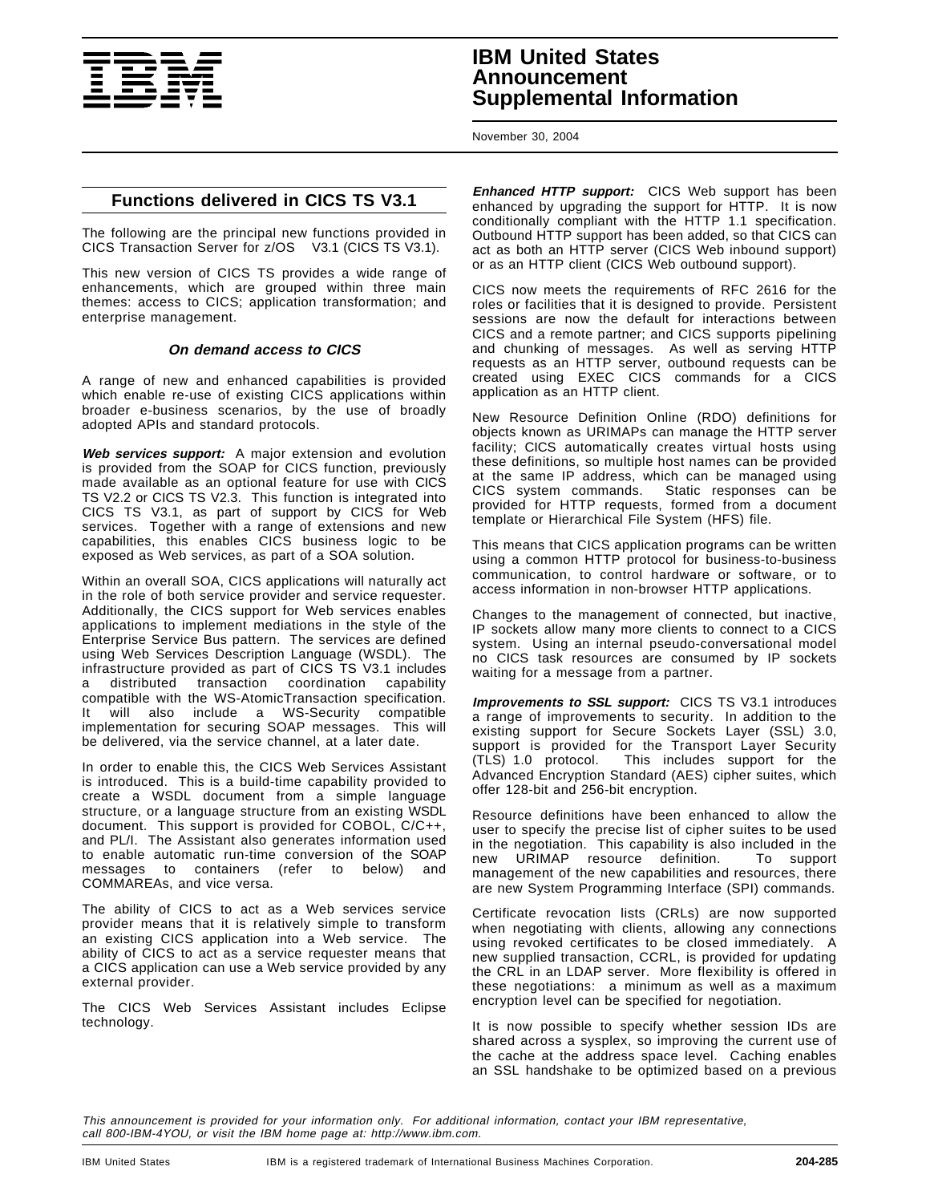## Functions delivered in CICS TS V3.1

The following are the principal new functions provided in CICS Transaction Server for z/OS V3.1 (CICS TS V3.1).

This new version of CICS TS provides a wide range of enhancements, which are grouped within three main themes: access to CICS; application transformation; and enterprise management.

### *On demand access to CICS*

A range of new and enhanced capabilities is provided which enable re-use of existing CICS applications within broader e-business scenarios, by the use of broadly adopted APIs and standard protocols.

***Web services support:*** A major extension and evolution is provided from the SOAP for CICS function, previously made available as an optional feature for use with CICS TS V2.2 or CICS TS V2.3. This function is integrated into CICS TS V3.1, as part of support by CICS for Web services. Together with a range of extensions and new capabilities, this enables CICS business logic to be exposed as Web services, as part of a SOA solution.

Within an overall SOA, CICS applications will naturally act in the role of both service provider and service requester. Additionally, the CICS support for Web services enables applications to implement mediations in the style of the Enterprise Service Bus pattern. The services are defined using Web Services Description Language (WSDL). The infrastructure provided as part of CICS TS V3.1 includes a distributed transaction coordination capability compatible with the WS-AtomicTransaction specification. It will also include a WS-Security compatible implementation for securing SOAP messages. This will be delivered, via the service channel, at a later date.

In order to enable this, the CICS Web Services Assistant is introduced. This is a build-time capability provided to create a WSDL document from a simple language structure, or a language structure from an existing WSDL document. This support is provided for COBOL, C/C++, and PL/I. The Assistant also generates information used to enable automatic run-time conversion of the SOAP messages to containers (refer to below) and COMMAREAs, and vice versa.

The ability of CICS to act as a Web services service provider means that it is relatively simple to transform an existing CICS application into a Web service. The ability of CICS to act as a service requester means that a CICS application can use a Web service provided by any external provider.

The CICS Web Services Assistant includes Eclipse technology.

***Enhanced HTTP support:*** CICS Web support has been enhanced by upgrading the support for HTTP. It is now conditionally compliant with the HTTP 1.1 specification. Outbound HTTP support has been added, so that CICS can act as both an HTTP server (CICS Web inbound support) or as an HTTP client (CICS Web outbound support).

CICS now meets the requirements of RFC 2616 for the roles or facilities that it is designed to provide. Persistent sessions are now the default for interactions between CICS and a remote partner; and CICS supports pipelining and chunking of messages. As well as serving HTTP requests as an HTTP server, outbound requests can be created using EXEC CICS commands for a CICS application as an HTTP client.

New Resource Definition Online (RDO) definitions for objects known as URIMAPs can manage the HTTP server facility; CICS automatically creates virtual hosts using these definitions, so multiple host names can be provided at the same IP address, which can be managed using CICS system commands. Static responses can be provided for HTTP requests, formed from a document template or Hierarchical File System (HFS) file.

This means that CICS application programs can be written using a common HTTP protocol for business-to-business communication, to control hardware or software, or to access information in non-browser HTTP applications.

Changes to the management of connected, but inactive, IP sockets allow many more clients to connect to a CICS system. Using an internal pseudo-conversational model no CICS task resources are consumed by IP sockets waiting for a message from a partner.

***Improvements to SSL support:*** CICS TS V3.1 introduces a range of improvements to security. In addition to the existing support for Secure Sockets Layer (SSL) 3.0, support is provided for the Transport Layer Security (TLS) 1.0 protocol. This includes support for the Advanced Encryption Standard (AES) cipher suites, which offer 128-bit and 256-bit encryption.

Resource definitions have been enhanced to allow the user to specify the precise list of cipher suites to be used in the negotiation. This capability is also included in the new URIMAP resource definition. To support management of the new capabilities and resources, there are new System Programming Interface (SPI) commands.

Certificate revocation lists (CRLs) are now supported when negotiating with clients, allowing any connections using revoked certificates to be closed immediately. A new supplied transaction, CCRL, is provided for updating the CRL in an LDAP server. More flexibility is offered in these negotiations: a minimum as well as a maximum encryption level can be specified for negotiation.

It is now possible to specify whether session IDs are shared across a sysplex, so improving the current use of the cache at the address space level. Caching enables an SSL handshake to be optimized based on a previous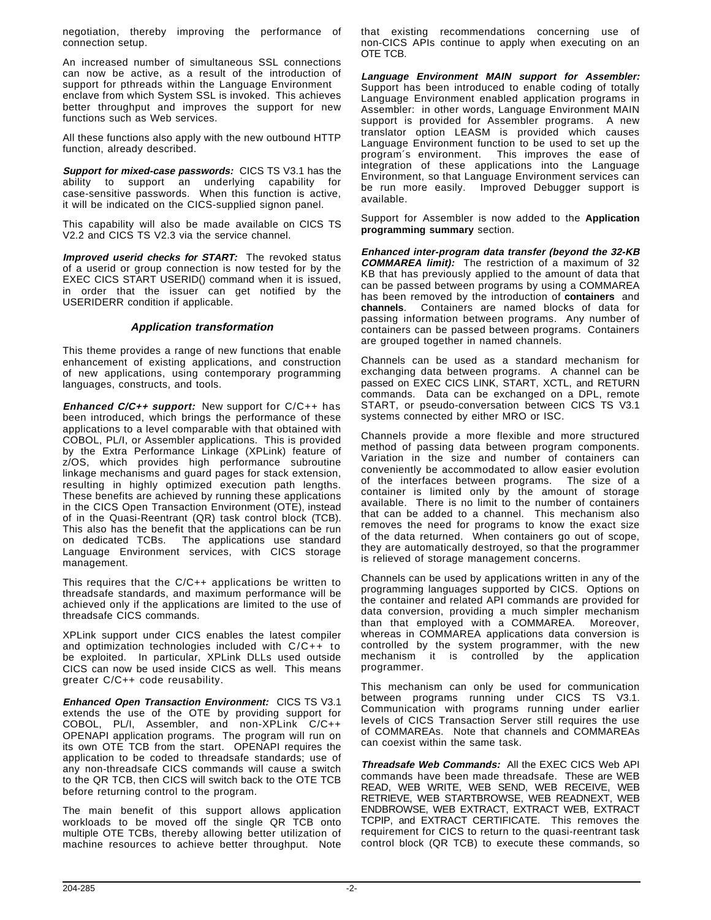negotiation, thereby improving the performance of connection setup.

An increased number of simultaneous SSL connections can now be active, as a result of the introduction of support for pthreads within the Language Environment enclave from which System SSL is invoked. This achieves better throughput and improves the support for new functions such as Web services.

All these functions also apply with the new outbound HTTP function, already described.

***Support for mixed-case passwords:*** CICS TS V3.1 has the ability to support an underlying capability for case-sensitive passwords. When this function is active, it will be indicated on the CICS-supplied signon panel.

This capability will also be made available on CICS TS V2.2 and CICS TS V2.3 via the service channel.

***Improved userid checks for START:*** The revoked status of a userid or group connection is now tested for by the EXEC CICS START USERID() command when it is issued, in order that the issuer can get notified by the USERIDERR condition if applicable.

### Application transformation

This theme provides a range of new functions that enable enhancement of existing applications, and construction of new applications, using contemporary programming languages, constructs, and tools.

***Enhanced C/C++ support:*** New support for C/C++ has been introduced, which brings the performance of these applications to a level comparable with that obtained with COBOL, PL/I, or Assembler applications. This is provided by the Extra Performance Linkage (XPLink) feature of z/OS, which provides high performance subroutine linkage mechanisms and guard pages for stack extension, resulting in highly optimized execution path lengths. These benefits are achieved by running these applications in the CICS Open Transaction Environment (OTE), instead of in the Quasi-Reentrant (QR) task control block (TCB). This also has the benefit that the applications can be run on dedicated TCBs. The applications use standard Language Environment services, with CICS storage management.

This requires that the C/C++ applications be written to threadsafe standards, and maximum performance will be achieved only if the applications are limited to the use of threadsafe CICS commands.

XPLink support under CICS enables the latest compiler and optimization technologies included with C/C++ to be exploited. In particular, XPLink DLLs used outside CICS can now be used inside CICS as well. This means greater C/C++ code reusability.

***Enhanced Open Transaction Environment:*** CICS TS V3.1 extends the use of the OTE by providing support for COBOL, PL/I, Assembler, and non-XPLink C/C++ OPENAPI application programs. The program will run on its own OTE TCB from the start. OPENAPI requires the application to be coded to threadsafe standards; use of any non-threadsafe CICS commands will cause a switch to the QR TCB, then CICS will switch back to the OTE TCB before returning control to the program.

The main benefit of this support allows application workloads to be moved off the single QR TCB onto multiple OTE TCBs, thereby allowing better utilization of machine resources to achieve better throughput. Note that existing recommendations concerning use of non-CICS APIs continue to apply when executing on an OTE TCB.

***Language Environment MAIN support for Assembler:*** Support has been introduced to enable coding of totally Language Environment enabled application programs in Assembler: in other words, Language Environment MAIN support is provided for Assembler programs. A new translator option LEASM is provided which causes Language Environment function to be used to set up the program′s environment. This improves the ease of integration of these applications into the Language Environment, so that Language Environment services can be run more easily. Improved Debugger support is available.

Support for Assembler is now added to the **Application programming summary** section.

***Enhanced inter-program data transfer (beyond the 32-KB COMMAREA limit):*** The restriction of a maximum of 32 KB that has previously applied to the amount of data that can be passed between programs by using a COMMAREA has been removed by the introduction of **containers** and **channels**. Containers are named blocks of data for passing information between programs. Any number of containers can be passed between programs. Containers are grouped together in named channels.

Channels can be used as a standard mechanism for exchanging data between programs. A channel can be passed on EXEC CICS LINK, START, XCTL, and RETURN commands. Data can be exchanged on a DPL, remote START, or pseudo-conversation between CICS TS V3.1 systems connected by either MRO or ISC.

Channels provide a more flexible and more structured method of passing data between program components. Variation in the size and number of containers can conveniently be accommodated to allow easier evolution of the interfaces between programs. The size of a container is limited only by the amount of storage available. There is no limit to the number of containers that can be added to a channel. This mechanism also removes the need for programs to know the exact size of the data returned. When containers go out of scope, they are automatically destroyed, so that the programmer is relieved of storage management concerns.

Channels can be used by applications written in any of the programming languages supported by CICS. Options on the container and related API commands are provided for data conversion, providing a much simpler mechanism than that employed with a COMMAREA. Moreover, whereas in COMMAREA applications data conversion is controlled by the system programmer, with the new mechanism it is controlled by the application programmer.

This mechanism can only be used for communication between programs running under CICS TS V3.1. Communication with programs running under earlier levels of CICS Transaction Server still requires the use of COMMAREAs. Note that channels and COMMAREAs can coexist within the same task.

***Threadsafe Web Commands:*** All the EXEC CICS Web API commands have been made threadsafe. These are WEB READ, WEB WRITE, WEB SEND, WEB RECEIVE, WEB RETRIEVE, WEB STARTBROWSE, WEB READNEXT, WEB ENDBROWSE, WEB EXTRACT, EXTRACT WEB, EXTRACT TCPIP, and EXTRACT CERTIFICATE. This removes the requirement for CICS to return to the quasi-reentrant task control block (QR TCB) to execute these commands, so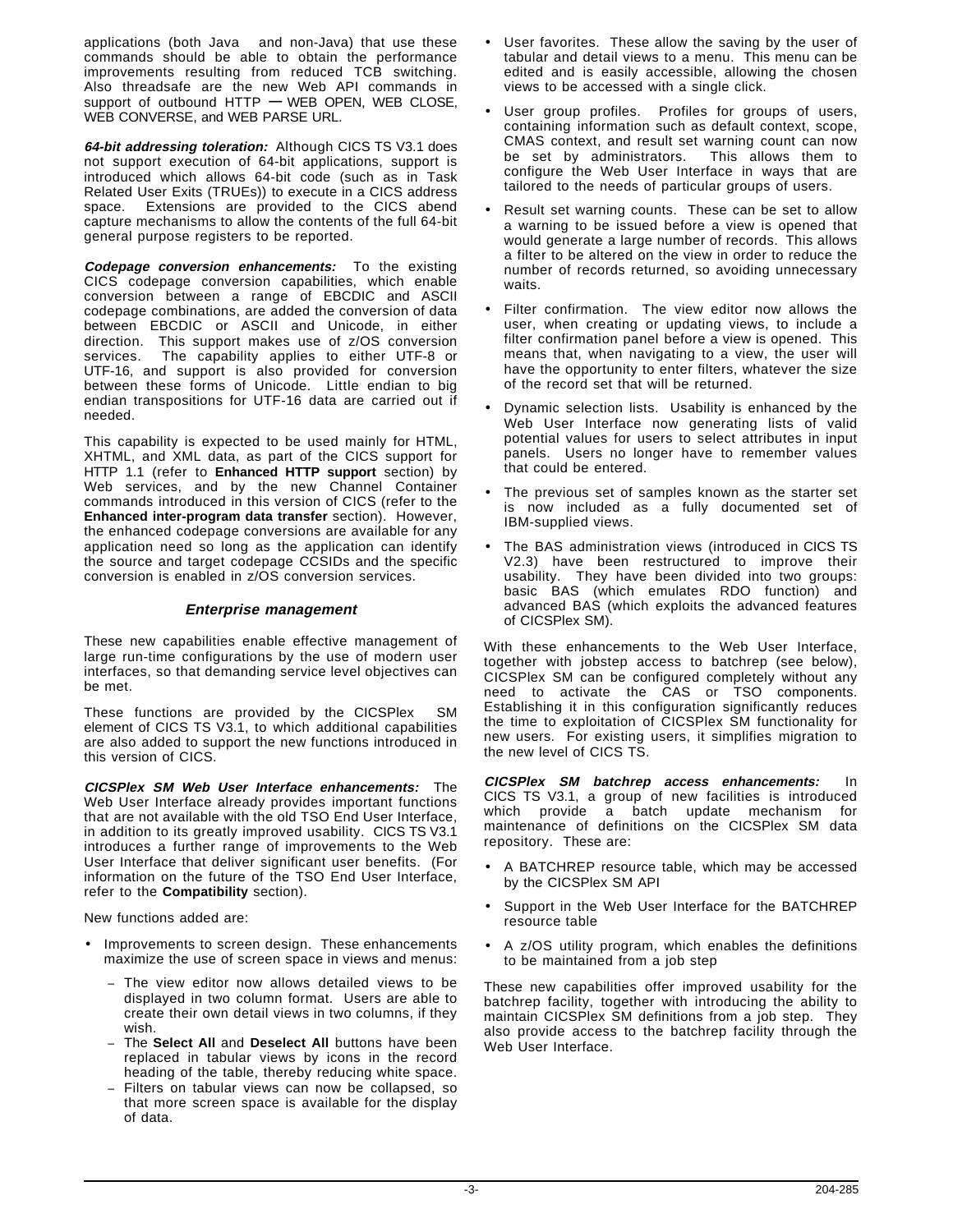applications (both Java and non-Java) that use these commands should be able to obtain the performance improvements resulting from reduced TCB switching. Also threadsafe are the new Web API commands in support of outbound HTTP — WEB OPEN, WEB CLOSE, WEB CONVERSE, and WEB PARSE URL.

***64-bit addressing toleration:*** Although CICS TS V3.1 does not support execution of 64-bit applications, support is introduced which allows 64-bit code (such as in Task Related User Exits (TRUEs)) to execute in a CICS address space. Extensions are provided to the CICS abend capture mechanisms to allow the contents of the full 64-bit general purpose registers to be reported.

***Codepage conversion enhancements:*** To the existing CICS codepage conversion capabilities, which enable conversion between a range of EBCDIC and ASCII codepage combinations, are added the conversion of data between EBCDIC or ASCII and Unicode, in either direction. This support makes use of z/OS conversion services. The capability applies to either UTF-8 or UTF-16, and support is also provided for conversion between these forms of Unicode. Little endian to big endian transpositions for UTF-16 data are carried out if needed.

This capability is expected to be used mainly for HTML, XHTML, and XML data, as part of the CICS support for HTTP 1.1 (refer to **Enhanced HTTP support** section) by Web services, and by the new Channel Container commands introduced in this version of CICS (refer to the **Enhanced inter-program data transfer** section). However, the enhanced codepage conversions are available for any application need so long as the application can identify the source and target codepage CCSIDs and the specific conversion is enabled in z/OS conversion services.

### Enterprise management

These new capabilities enable effective management of large run-time configurations by the use of modern user interfaces, so that demanding service level objectives can be met.

These functions are provided by the CICSPlex SM element of CICS TS V3.1, to which additional capabilities are also added to support the new functions introduced in this version of CICS.

***CICSPlex SM Web User Interface enhancements:*** The Web User Interface already provides important functions that are not available with the old TSO End User Interface, in addition to its greatly improved usability. CICS TS V3.1 introduces a further range of improvements to the Web User Interface that deliver significant user benefits. (For information on the future of the TSO End User Interface, refer to the **Compatibility** section).

New functions added are:

- Improvements to screen design. These enhancements maximize the use of screen space in views and menus:
  - The view editor now allows detailed views to be displayed in two column format. Users are able to create their own detail views in two columns, if they wish.
  - The **Select All** and **Deselect All** buttons have been replaced in tabular views by icons in the record heading of the table, thereby reducing white space.
  - Filters on tabular views can now be collapsed, so that more screen space is available for the display of data.
- User favorites. These allow the saving by the user of tabular and detail views to a menu. This menu can be edited and is easily accessible, allowing the chosen views to be accessed with a single click.
- User group profiles. Profiles for groups of users, containing information such as default context, scope, CMAS context, and result set warning count can now be set by administrators. This allows them to configure the Web User Interface in ways that are tailored to the needs of particular groups of users.
- Result set warning counts. These can be set to allow a warning to be issued before a view is opened that would generate a large number of records. This allows a filter to be altered on the view in order to reduce the number of records returned, so avoiding unnecessary waits.
- Filter confirmation. The view editor now allows the user, when creating or updating views, to include a filter confirmation panel before a view is opened. This means that, when navigating to a view, the user will have the opportunity to enter filters, whatever the size of the record set that will be returned.
- Dynamic selection lists. Usability is enhanced by the Web User Interface now generating lists of valid potential values for users to select attributes in input panels. Users no longer have to remember values that could be entered.
- The previous set of samples known as the starter set is now included as a fully documented set of IBM-supplied views.
- The BAS administration views (introduced in CICS TS V2.3) have been restructured to improve their usability. They have been divided into two groups: basic BAS (which emulates RDO function) and advanced BAS (which exploits the advanced features of CICSPlex SM).

With these enhancements to the Web User Interface, together with jobstep access to batchrep (see below), CICSPlex SM can be configured completely without any need to activate the CAS or TSO components. Establishing it in this configuration significantly reduces the time to exploitation of CICSPlex SM functionality for new users. For existing users, it simplifies migration to the new level of CICS TS.

***CICSPlex SM batchrep access enhancements:*** In CICS TS V3.1, a group of new facilities is introduced which provide a batch update mechanism for maintenance of definitions on the CICSPlex SM data repository. These are:

- A BATCHREP resource table, which may be accessed by the CICSPlex SM API
- Support in the Web User Interface for the BATCHREP resource table
- A z/OS utility program, which enables the definitions to be maintained from a job step

These new capabilities offer improved usability for the batchrep facility, together with introducing the ability to maintain CICSPlex SM definitions from a job step. They also provide access to the batchrep facility through the Web User Interface.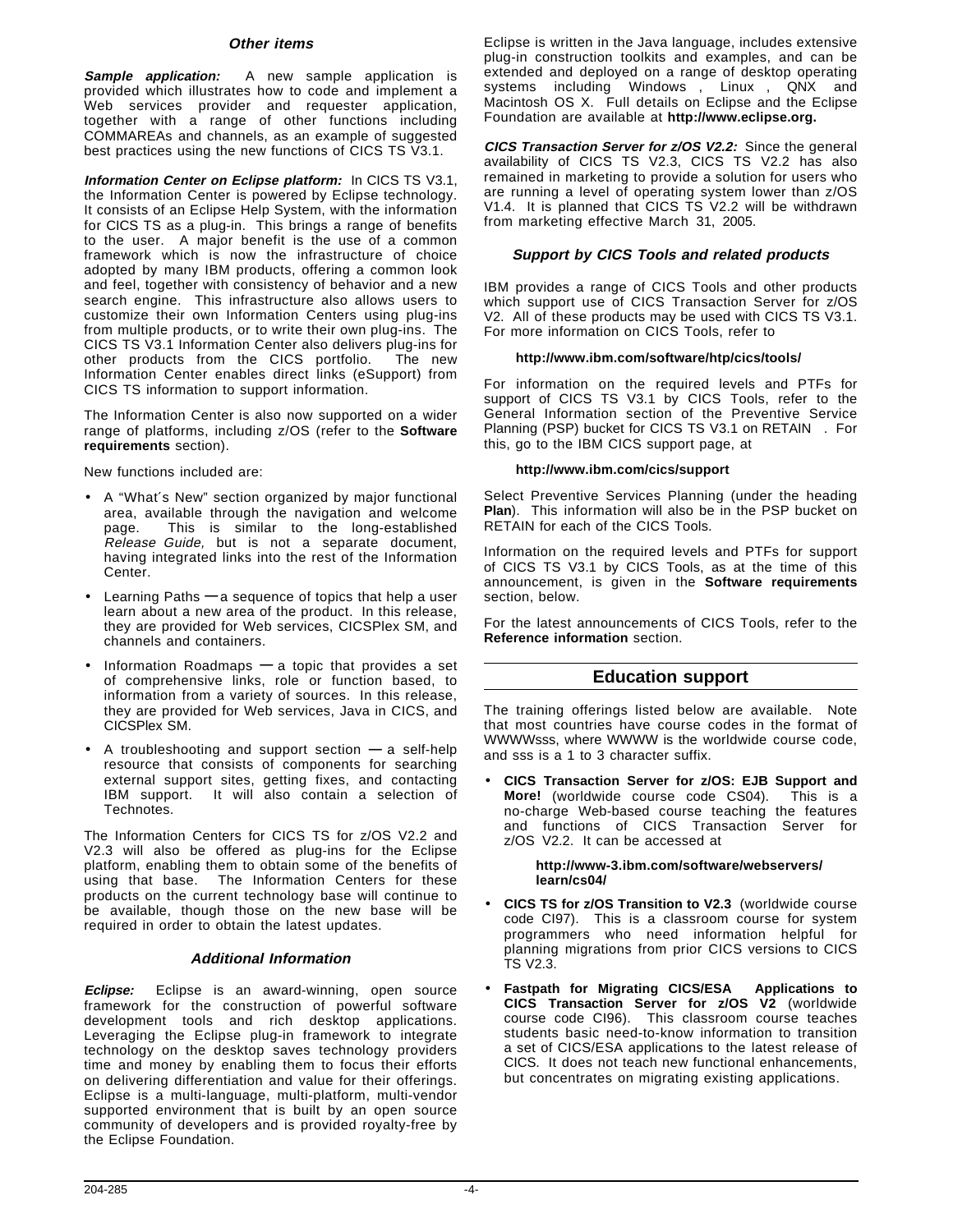### Other items

***Sample application:*** A new sample application is provided which illustrates how to code and implement a Web services provider and requester application, together with a range of other functions including COMMAREAs and channels, as an example of suggested best practices using the new functions of CICS TS V3.1.

***Information Center on Eclipse platform:*** In CICS TS V3.1, the Information Center is powered by Eclipse technology. It consists of an Eclipse Help System, with the information for CICS TS as a plug-in. This brings a range of benefits to the user. A major benefit is the use of a common framework which is now the infrastructure of choice adopted by many IBM products, offering a common look and feel, together with consistency of behavior and a new search engine. This infrastructure also allows users to customize their own Information Centers using plug-ins from multiple products, or to write their own plug-ins. The CICS TS V3.1 Information Center also delivers plug-ins for other products from the CICS portfolio. The new Information Center enables direct links (eSupport) from CICS TS information to support information.

The Information Center is also now supported on a wider range of platforms, including z/OS (refer to the **Software requirements** section).

New functions included are:

- A "What´s New" section organized by major functional area, available through the navigation and welcome page. This is similar to the long-established *Release Guide,* but is not a separate document, having integrated links into the rest of the Information Center.
- Learning Paths — a sequence of topics that help a user learn about a new area of the product. In this release, they are provided for Web services, CICSPlex SM, and channels and containers.
- Information Roadmaps — a topic that provides a set of comprehensive links, role or function based, to information from a variety of sources. In this release, they are provided for Web services, Java in CICS, and CICSPlex SM.
- A troubleshooting and support section — a self-help resource that consists of components for searching external support sites, getting fixes, and contacting IBM support. It will also contain a selection of Technotes.

The Information Centers for CICS TS for z/OS V2.2 and V2.3 will also be offered as plug-ins for the Eclipse platform, enabling them to obtain some of the benefits of using that base. The Information Centers for these products on the current technology base will continue to be available, though those on the new base will be required in order to obtain the latest updates.

### Additional Information

***Eclipse:*** Eclipse is an award-winning, open source framework for the construction of powerful software development tools and rich desktop applications. Leveraging the Eclipse plug-in framework to integrate technology on the desktop saves technology providers time and money by enabling them to focus their efforts on delivering differentiation and value for their offerings. Eclipse is a multi-language, multi-platform, multi-vendor supported environment that is built by an open source community of developers and is provided royalty-free by the Eclipse Foundation.

Eclipse is written in the Java language, includes extensive plug-in construction toolkits and examples, and can be extended and deployed on a range of desktop operating systems including Windows , Linux , QNX and Macintosh OS X. Full details on Eclipse and the Eclipse Foundation are available at **http://www.eclipse.org.**

***CICS Transaction Server for z/OS V2.2:*** Since the general availability of CICS TS V2.3, CICS TS V2.2 has also remained in marketing to provide a solution for users who are running a level of operating system lower than z/OS V1.4. It is planned that CICS TS V2.2 will be withdrawn from marketing effective March 31, 2005.

### Support by CICS Tools and related products

IBM provides a range of CICS Tools and other products which support use of CICS Transaction Server for z/OS V2. All of these products may be used with CICS TS V3.1. For more information on CICS Tools, refer to

**http://www.ibm.com/software/htp/cics/tools/**

For information on the required levels and PTFs for support of CICS TS V3.1 by CICS Tools, refer to the General Information section of the Preventive Service Planning (PSP) bucket for CICS TS V3.1 on RETAIN . For this, go to the IBM CICS support page, at

**http://www.ibm.com/cics/support**

Select Preventive Services Planning (under the heading **Plan**). This information will also be in the PSP bucket on RETAIN for each of the CICS Tools.

Information on the required levels and PTFs for support of CICS TS V3.1 by CICS Tools, as at the time of this announcement, is given in the **Software requirements** section, below.

For the latest announcements of CICS Tools, refer to the **Reference information** section.

## Education support

The training offerings listed below are available. Note that most countries have course codes in the format of WWWWsss, where WWWW is the worldwide course code, and sss is a 1 to 3 character suffix.

- **CICS Transaction Server for z/OS: EJB Support and More!** (worldwide course code CS04). This is a no-charge Web-based course teaching the features and functions of CICS Transaction Server for z/OS V2.2. It can be accessed at

  **http://www-3.ibm.com/software/webservers/learn/cs04/**

- **CICS TS for z/OS Transition to V2.3** (worldwide course code CI97). This is a classroom course for system programmers who need information helpful for planning migrations from prior CICS versions to CICS TS V2.3.
- **Fastpath for Migrating CICS/ESA Applications to CICS Transaction Server for z/OS V2** (worldwide course code CI96). This classroom course teaches students basic need-to-know information to transition a set of CICS/ESA applications to the latest release of CICS. It does not teach new functional enhancements, but concentrates on migrating existing applications.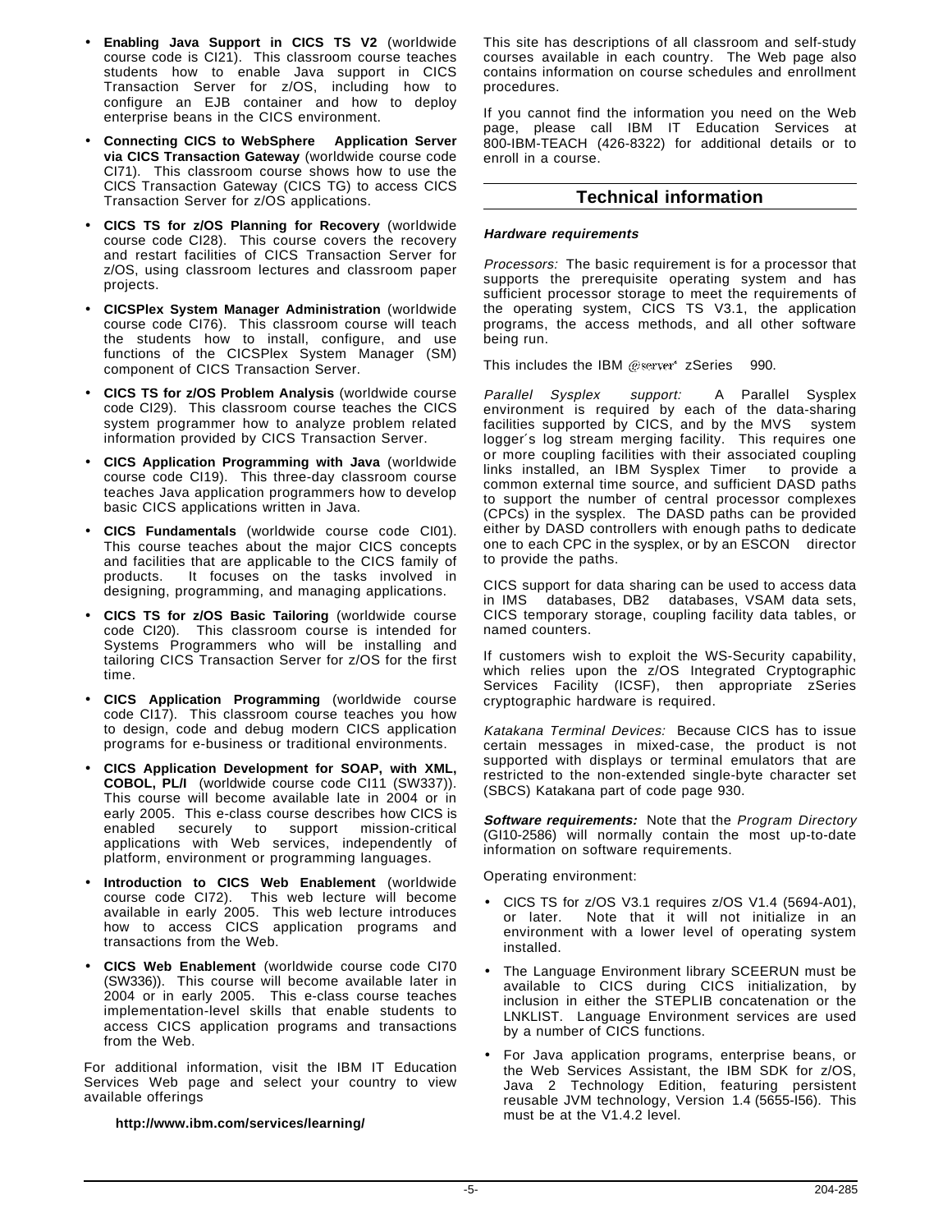- **Enabling Java Support in CICS TS V2** (worldwide course code is CI21). This classroom course teaches students how to enable Java support in CICS Transaction Server for z/OS, including how to configure an EJB container and how to deploy enterprise beans in the CICS environment.
- **Connecting CICS to WebSphere Application Server via CICS Transaction Gateway** (worldwide course code CI71). This classroom course shows how to use the CICS Transaction Gateway (CICS TG) to access CICS Transaction Server for z/OS applications.
- **CICS TS for z/OS Planning for Recovery** (worldwide course code CI28). This course covers the recovery and restart facilities of CICS Transaction Server for z/OS, using classroom lectures and classroom paper projects.
- **CICSPlex System Manager Administration** (worldwide course code CI76). This classroom course will teach the students how to install, configure, and use functions of the CICSPlex System Manager (SM) component of CICS Transaction Server.
- **CICS TS for z/OS Problem Analysis** (worldwide course code CI29). This classroom course teaches the CICS system programmer how to analyze problem related information provided by CICS Transaction Server.
- **CICS Application Programming with Java** (worldwide course code CI19). This three-day classroom course teaches Java application programmers how to develop basic CICS applications written in Java.
- **CICS Fundamentals** (worldwide course code CI01). This course teaches about the major CICS concepts and facilities that are applicable to the CICS family of products. It focuses on the tasks involved in designing, programming, and managing applications.
- **CICS TS for z/OS Basic Tailoring** (worldwide course code CI20). This classroom course is intended for Systems Programmers who will be installing and tailoring CICS Transaction Server for z/OS for the first time.
- **CICS Application Programming** (worldwide course code CI17). This classroom course teaches you how to design, code and debug modern CICS application programs for e-business or traditional environments.
- **CICS Application Development for SOAP, with XML, COBOL, PL/I** (worldwide course code CI11 (SW337)). This course will become available late in 2004 or in early 2005. This e-class course describes how CICS is enabled securely to support mission-critical applications with Web services, independently of platform, environment or programming languages.
- **Introduction to CICS Web Enablement** (worldwide course code CI72). This web lecture will become available in early 2005. This web lecture introduces how to access CICS application programs and transactions from the Web.
- **CICS Web Enablement** (worldwide course code CI70 (SW336)). This course will become available later in 2004 or in early 2005. This e-class course teaches implementation-level skills that enable students to access CICS application programs and transactions from the Web.

For additional information, visit the IBM IT Education Services Web page and select your country to view available offerings

**http://www.ibm.com/services/learning/**

This site has descriptions of all classroom and self-study courses available in each country. The Web page also contains information on course schedules and enrollment procedures.

If you cannot find the information you need on the Web page, please call IBM IT Education Services at 800-IBM-TEACH (426-8322) for additional details or to enroll in a course.

## Technical information

### Hardware requirements

*Processors:* The basic requirement is for a processor that supports the prerequisite operating system and has sufficient processor storage to meet the requirements of the operating system, CICS TS V3.1, the application programs, the access methods, and all other software being run.

This includes the IBM @server zSeries 990.

*Parallel Sysplex support:* A Parallel Sysplex environment is required by each of the data-sharing facilities supported by CICS, and by the MVS system logger's log stream merging facility. This requires one or more coupling facilities with their associated coupling links installed, an IBM Sysplex Timer to provide a common external time source, and sufficient DASD paths to support the number of central processor complexes (CPCs) in the sysplex. The DASD paths can be provided either by DASD controllers with enough paths to dedicate one to each CPC in the sysplex, or by an ESCON director to provide the paths.

CICS support for data sharing can be used to access data in IMS databases, DB2 databases, VSAM data sets, CICS temporary storage, coupling facility data tables, or named counters.

If customers wish to exploit the WS-Security capability, which relies upon the z/OS Integrated Cryptographic Services Facility (ICSF), then appropriate zSeries cryptographic hardware is required.

*Katakana Terminal Devices:* Because CICS has to issue certain messages in mixed-case, the product is not supported with displays or terminal emulators that are restricted to the non-extended single-byte character set (SBCS) Katakana part of code page 930.

***Software requirements:*** Note that the *Program Directory* (GI10-2586) will normally contain the most up-to-date information on software requirements.

Operating environment:

- CICS TS for z/OS V3.1 requires z/OS V1.4 (5694-A01), or later. Note that it will not initialize in an environment with a lower level of operating system installed.
- The Language Environment library SCEERUN must be available to CICS during CICS initialization, by inclusion in either the STEPLIB concatenation or the LNKLIST. Language Environment services are used by a number of CICS functions.
- For Java application programs, enterprise beans, or the Web Services Assistant, the IBM SDK for z/OS, Java 2 Technology Edition, featuring persistent reusable JVM technology, Version 1.4 (5655-I56). This must be at the V1.4.2 level.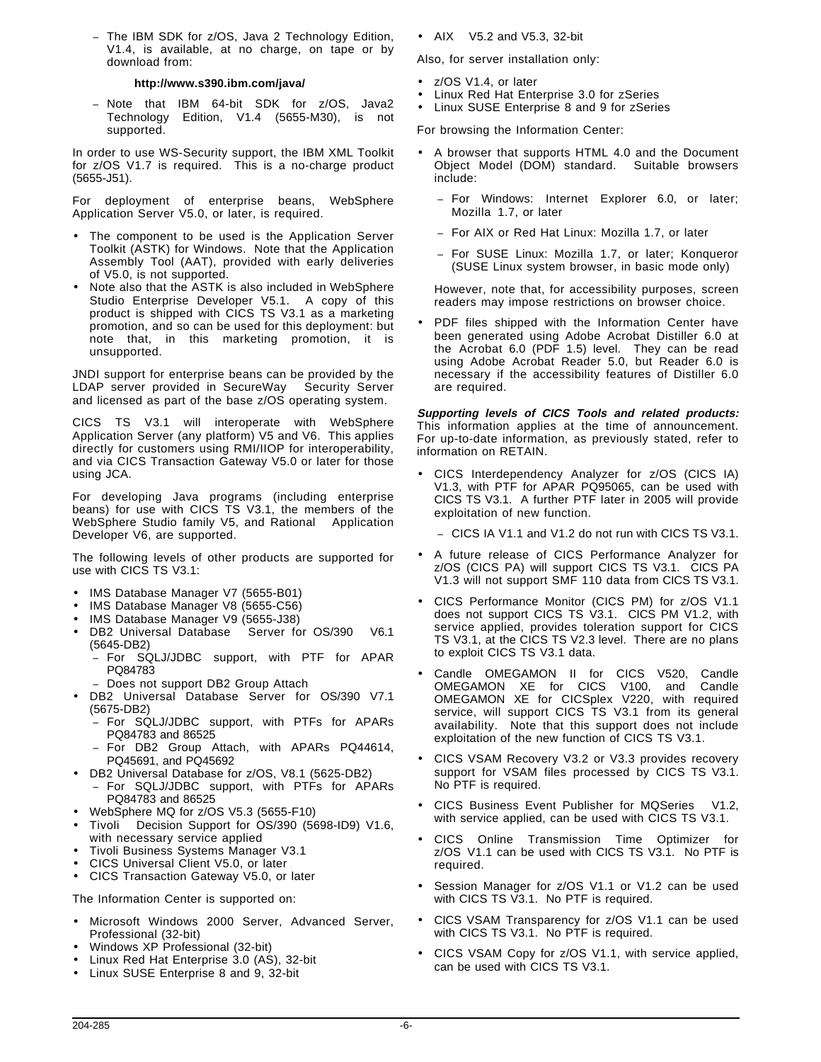- The IBM SDK for z/OS, Java 2 Technology Edition, V1.4, is available, at no charge, on tape or by download from:

  **http://www.s390.ibm.com/java/**

- Note that IBM 64-bit SDK for z/OS, Java2 Technology Edition, V1.4 (5655-M30), is not supported.

In order to use WS-Security support, the IBM XML Toolkit for z/OS V1.7 is required. This is a no-charge product (5655-J51).

For deployment of enterprise beans, WebSphere Application Server V5.0, or later, is required.

- The component to be used is the Application Server Toolkit (ASTK) for Windows. Note that the Application Assembly Tool (AAT), provided with early deliveries of V5.0, is not supported.
- Note also that the ASTK is also included in WebSphere Studio Enterprise Developer V5.1. A copy of this product is shipped with CICS TS V3.1 as a marketing promotion, and so can be used for this deployment: but note that, in this marketing promotion, it is unsupported.

JNDI support for enterprise beans can be provided by the LDAP server provided in SecureWay Security Server and licensed as part of the base z/OS operating system.

CICS TS V3.1 will interoperate with WebSphere Application Server (any platform) V5 and V6. This applies directly for customers using RMI/IIOP for interoperability, and via CICS Transaction Gateway V5.0 or later for those using JCA.

For developing Java programs (including enterprise beans) for use with CICS TS V3.1, the members of the WebSphere Studio family V5, and Rational Application Developer V6, are supported.

The following levels of other products are supported for use with CICS TS V3.1:

- IMS Database Manager V7 (5655-B01)
- IMS Database Manager V8 (5655-C56)
- IMS Database Manager V9 (5655-J38)
- DB2 Universal Database Server for OS/390 V6.1 (5645-DB2)
  - For SQLJ/JDBC support, with PTF for APAR PQ84783
  - Does not support DB2 Group Attach
- DB2 Universal Database Server for OS/390 V7.1 (5675-DB2)
  - For SQLJ/JDBC support, with PTFs for APARs PQ84783 and 86525
  - For DB2 Group Attach, with APARs PQ44614, PQ45691, and PQ45692
- DB2 Universal Database for z/OS, V8.1 (5625-DB2)
  - For SQLJ/JDBC support, with PTFs for APARs PQ84783 and 86525
- WebSphere MQ for z/OS V5.3 (5655-F10)
- Tivoli Decision Support for OS/390 (5698-ID9) V1.6, with necessary service applied
- Tivoli Business Systems Manager V3.1
- CICS Universal Client V5.0, or later
- CICS Transaction Gateway V5.0, or later

The Information Center is supported on:

- Microsoft Windows 2000 Server, Advanced Server, Professional (32-bit)
- Windows XP Professional (32-bit)
- Linux Red Hat Enterprise 3.0 (AS), 32-bit
- Linux SUSE Enterprise 8 and 9, 32-bit
- AIX V5.2 and V5.3, 32-bit

Also, for server installation only:

- z/OS V1.4, or later
- Linux Red Hat Enterprise 3.0 for zSeries
- Linux SUSE Enterprise 8 and 9 for zSeries

For browsing the Information Center:

- A browser that supports HTML 4.0 and the Document Object Model (DOM) standard. Suitable browsers include:
  - For Windows: Internet Explorer 6.0, or later; Mozilla 1.7, or later
  - For AIX or Red Hat Linux: Mozilla 1.7, or later
  - For SUSE Linux: Mozilla 1.7, or later; Konqueror (SUSE Linux system browser, in basic mode only)

  However, note that, for accessibility purposes, screen readers may impose restrictions on browser choice.

- PDF files shipped with the Information Center have been generated using Adobe Acrobat Distiller 6.0 at the Acrobat 6.0 (PDF 1.5) level. They can be read using Adobe Acrobat Reader 5.0, but Reader 6.0 is necessary if the accessibility features of Distiller 6.0 are required.

***Supporting levels of CICS Tools and related products:*** This information applies at the time of announcement. For up-to-date information, as previously stated, refer to information on RETAIN.

- CICS Interdependency Analyzer for z/OS (CICS IA) V1.3, with PTF for APAR PQ95065, can be used with CICS TS V3.1. A further PTF later in 2005 will provide exploitation of new function.
  - CICS IA V1.1 and V1.2 do not run with CICS TS V3.1.
- A future release of CICS Performance Analyzer for z/OS (CICS PA) will support CICS TS V3.1. CICS PA V1.3 will not support SMF 110 data from CICS TS V3.1.
- CICS Performance Monitor (CICS PM) for z/OS V1.1 does not support CICS TS V3.1. CICS PM V1.2, with service applied, provides toleration support for CICS TS V3.1, at the CICS TS V2.3 level. There are no plans to exploit CICS TS V3.1 data.
- Candle OMEGAMON II for CICS V520, Candle OMEGAMON XE for CICS V100, and Candle OMEGAMON XE for CICSplex V220, with required service, will support CICS TS V3.1 from its general availability. Note that this support does not include exploitation of the new function of CICS TS V3.1.
- CICS VSAM Recovery V3.2 or V3.3 provides recovery support for VSAM files processed by CICS TS V3.1. No PTF is required.
- CICS Business Event Publisher for MQSeries V1.2, with service applied, can be used with CICS TS V3.1.
- CICS Online Transmission Time Optimizer for z/OS V1.1 can be used with CICS TS V3.1. No PTF is required.
- Session Manager for z/OS V1.1 or V1.2 can be used with CICS TS V3.1. No PTF is required.
- CICS VSAM Transparency for z/OS V1.1 can be used with CICS TS V3.1. No PTF is required.
- CICS VSAM Copy for z/OS V1.1, with service applied, can be used with CICS TS V3.1.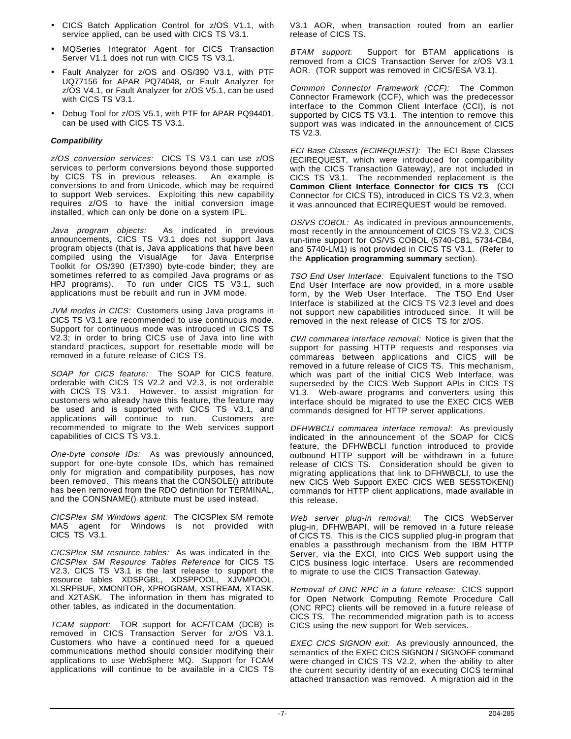- CICS Batch Application Control for z/OS V1.1, with service applied, can be used with CICS TS V3.1.
- MQSeries Integrator Agent for CICS Transaction Server V1.1 does not run with CICS TS V3.1.
- Fault Analyzer for z/OS and OS/390 V3.1, with PTF UQ77156 for APAR PQ74048, or Fault Analyzer for z/OS V4.1, or Fault Analyzer for z/OS V5.1, can be used with CICS TS V3.1.
- Debug Tool for z/OS V5.1, with PTF for APAR PQ94401, can be used with CICS TS V3.1.

**Compatibility**

*z/OS conversion services:* CICS TS V3.1 can use z/OS services to perform conversions beyond those supported by CICS TS in previous releases. An example is conversions to and from Unicode, which may be required to support Web services. Exploiting this new capability requires z/OS to have the initial conversion image installed, which can only be done on a system IPL.

*Java program objects:* As indicated in previous announcements, CICS TS V3.1 does not support Java program objects (that is, Java applications that have been compiled using the VisualAge for Java Enterprise Toolkit for OS/390 (ET/390) byte-code binder; they are sometimes referred to as compiled Java programs or as HPJ programs). To run under CICS TS V3.1, such applications must be rebuilt and run in JVM mode.

*JVM modes in CICS:* Customers using Java programs in CICS TS V3.1 are recommended to use continuous mode. Support for continuous mode was introduced in CICS TS V2.3; in order to bring CICS use of Java into line with standard practices, support for resettable mode will be removed in a future release of CICS TS.

*SOAP for CICS feature:* The SOAP for CICS feature, orderable with CICS TS V2.2 and V2.3, is not orderable with CICS TS V3.1. However, to assist migration for customers who already have this feature, the feature may be used and is supported with CICS TS V3.1, and applications will continue to run. Customers are recommended to migrate to the Web services support capabilities of CICS TS V3.1.

*One-byte console IDs:* As was previously announced, support for one-byte console IDs, which has remained only for migration and compatibility purposes, has now been removed. This means that the CONSOLE() attribute has been removed from the RDO definition for TERMINAL, and the CONSNAME() attribute must be used instead.

*CICSPlex SM Windows agent:* The CICSPlex SM remote MAS agent for Windows is not provided with CICS TS V3.1.

*CICSPlex SM resource tables:* As was indicated in the *CICSPlex SM Resource Tables Reference* for CICS TS V2.3, CICS TS V3.1 is the last release to support the resource tables XDSPGBL, XDSPPOOL, XJVMPOOL, XLSRPBUF, XMONITOR, XPROGRAM, XSTREAM, XTASK, and X2TASK. The information in them has migrated to other tables, as indicated in the documentation.

*TCAM support:* TOR support for ACF/TCAM (DCB) is removed in CICS Transaction Server for z/OS V3.1. Customers who have a continued need for a queued communications method should consider modifying their applications to use WebSphere MQ. Support for TCAM applications will continue to be available in a CICS TS V3.1 AOR, when transaction routed from an earlier release of CICS TS.

*BTAM support:* Support for BTAM applications is removed from a CICS Transaction Server for z/OS V3.1 AOR. (TOR support was removed in CICS/ESA V3.1).

*Common Connector Framework (CCF):* The Common Connector Framework (CCF), which was the predecessor interface to the Common Client Interface (CCI), is not supported by CICS TS V3.1. The intention to remove this support was was indicated in the announcement of CICS TS V2.3.

*ECI Base Classes (ECIREQUEST):* The ECI Base Classes (ECIREQUEST, which were introduced for compatibility with the CICS Transaction Gateway), are not included in CICS TS V3.1. The recommended replacement is the **Common Client Interface Connector for CICS TS** (CCI Connector for CICS TS), introduced in CICS TS V2.3, when it was announced that ECIREQUEST would be removed.

*OS/VS COBOL:* As indicated in previous announcements, most recently in the announcement of CICS TS V2.3, CICS run-time support for OS/VS COBOL (5740-CB1, 5734-CB4, and 5740-LM1) is not provided in CICS TS V3.1. (Refer to the **Application programming summary** section).

*TSO End User Interface:* Equivalent functions to the TSO End User Interface are now provided, in a more usable form, by the Web User Interface. The TSO End User Interface is stabilized at the CICS TS V2.3 level and does not support new capabilities introduced since. It will be removed in the next release of CICS TS for z/OS.

*CWI commarea interface removal:* Notice is given that the support for passing HTTP requests and responses via commareas between applications and CICS will be removed in a future release of CICS TS. This mechanism, which was part of the initial CICS Web Interface, was superseded by the CICS Web Support APIs in CICS TS V1.3. Web-aware programs and converters using this interface should be migrated to use the EXEC CICS WEB commands designed for HTTP server applications.

*DFHWBCLI commarea interface removal:* As previously indicated in the announcement of the SOAP for CICS feature, the DFHWBCLI function introduced to provide outbound HTTP support will be withdrawn in a future release of CICS TS. Consideration should be given to migrating applications that link to DFHWBCLI, to use the new CICS Web Support EXEC CICS WEB SESSTOKEN() commands for HTTP client applications, made available in this release.

*Web server plug-in removal:* The CICS WebServer plug-in, DFHWBAPI, will be removed in a future release of CICS TS. This is the CICS supplied plug-in program that enables a passthrough mechanism from the IBM HTTP Server, via the EXCI, into CICS Web support using the CICS business logic interface. Users are recommended to migrate to use the CICS Transaction Gateway.

*Removal of ONC RPC in a future release:* CICS support for Open Network Computing Remote Procedure Call (ONC RPC) clients will be removed in a future release of CICS TS. The recommended migration path is to access CICS using the new support for Web services.

*EXEC CICS SIGNON exit:* As previously announced, the semantics of the EXEC CICS SIGNON / SIGNOFF command were changed in CICS TS V2.2, when the ability to alter the current security identity of an executing CICS terminal attached transaction was removed. A migration aid in the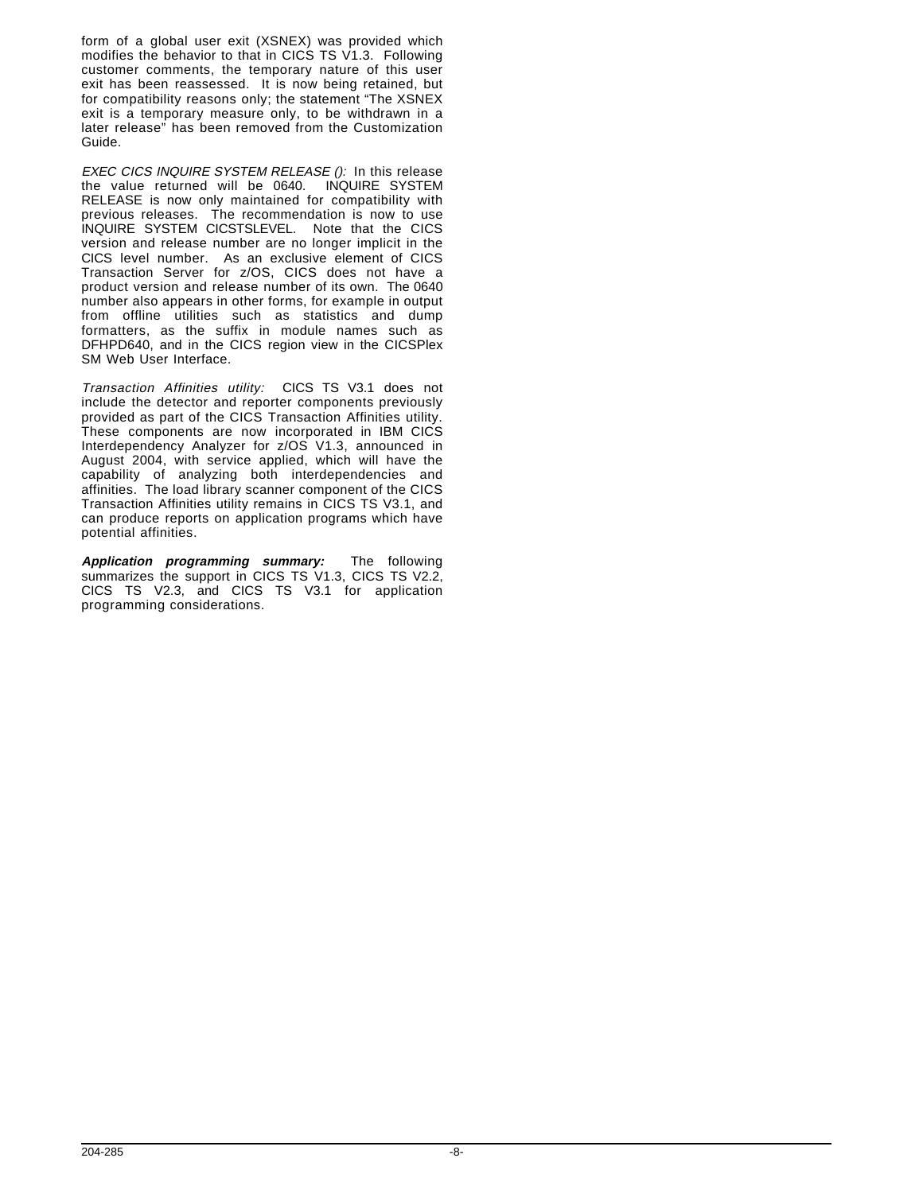form of a global user exit (XSNEX) was provided which modifies the behavior to that in CICS TS V1.3. Following customer comments, the temporary nature of this user exit has been reassessed. It is now being retained, but for compatibility reasons only; the statement "The XSNEX exit is a temporary measure only, to be withdrawn in a later release" has been removed from the Customization Guide.

*EXEC CICS INQUIRE SYSTEM RELEASE ():* In this release the value returned will be 0640. INQUIRE SYSTEM RELEASE is now only maintained for compatibility with previous releases. The recommendation is now to use INQUIRE SYSTEM CICSTSLEVEL. Note that the CICS version and release number are no longer implicit in the CICS level number. As an exclusive element of CICS Transaction Server for z/OS, CICS does not have a product version and release number of its own. The 0640 number also appears in other forms, for example in output from offline utilities such as statistics and dump formatters, as the suffix in module names such as DFHPD640, and in the CICS region view in the CICSPlex SM Web User Interface.

*Transaction Affinities utility:* CICS TS V3.1 does not include the detector and reporter components previously provided as part of the CICS Transaction Affinities utility. These components are now incorporated in IBM CICS Interdependency Analyzer for z/OS V1.3, announced in August 2004, with service applied, which will have the capability of analyzing both interdependencies and affinities. The load library scanner component of the CICS Transaction Affinities utility remains in CICS TS V3.1, and can produce reports on application programs which have potential affinities.

***Application programming summary:*** The following summarizes the support in CICS TS V1.3, CICS TS V2.2, CICS TS V2.3, and CICS TS V3.1 for application programming considerations.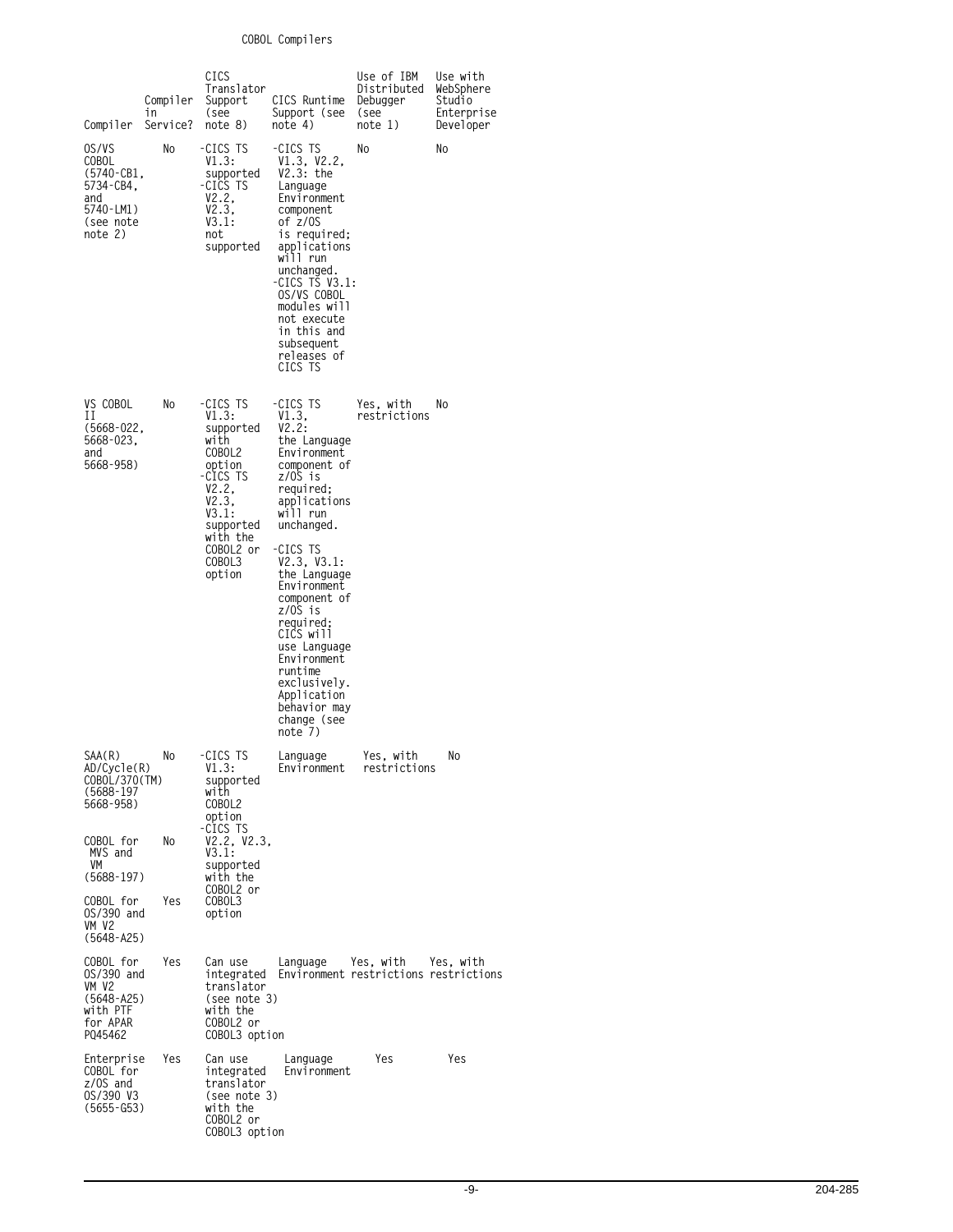COBOL Compilers

| Compiler | Compiler in Service? | CICS Translator Support (see note 8) | CICS Runtime Support (see note 4) | Use of IBM Distributed Debugger (see note 1) | Use with WebSphere Studio Enterprise Developer |
|---|---|---|---|---|---|
| OS/VS COBOL (5740-CB1, 5734-CB4, and 5740-LM1) (see note note 2) | No | -CICS TS V1.3: supported -CICS TS V2.2, V2.3, V3.1: not supported | -CICS TS V1.3, V2.2, V2.3: the Language Environment component of z/OS is required; applications will run unchanged. -CICS TS V3.1: OS/VS COBOL modules will not execute in this and subsequent releases of CICS TS | No | No |
| VS COBOL II (5668-022, 5668-023, and 5668-958) | No | -CICS TS V1.3: supported with COBOL2 option -CICS TS V2.2, V2.3, V3.1: supported with the COBOL2 or COBOL3 option | -CICS TS V1.3, V2.2: the Language Environment component of z/OS is required; applications will run unchanged. -CICS TS V2.3, V3.1: the Language Environment component of z/OS is required; CICS will use Language Environment runtime exclusively. Application behavior may change (see note 7) | Yes, with restrictions | No |
| SAA(R) AD/Cycle(R) COBOL/370(TM) (5688-197 5668-958) | No | -CICS TS V1.3: supported with COBOL2 option -CICS TS V2.2, V2.3, V3.1: supported with the COBOL2 or COBOL3 option | Language Environment | Yes, with restrictions | No |
| COBOL for MVS and VM (5688-197) | No | | | | |
| COBOL for OS/390 and VM V2 (5648-A25) | Yes | | | | |
| COBOL for OS/390 and VM V2 (5648-A25) with PTF for APAR PQ45462 | Yes | Can use integrated translator (see note 3) with the COBOL2 or COBOL3 option | Language Environment | Yes, with restrictions | Yes, with restrictions |
| Enterprise COBOL for z/OS and OS/390 V3 (5655-G53) | Yes | Can use integrated translator (see note 3) with the COBOL2 or COBOL3 option | Language Environment | Yes | Yes |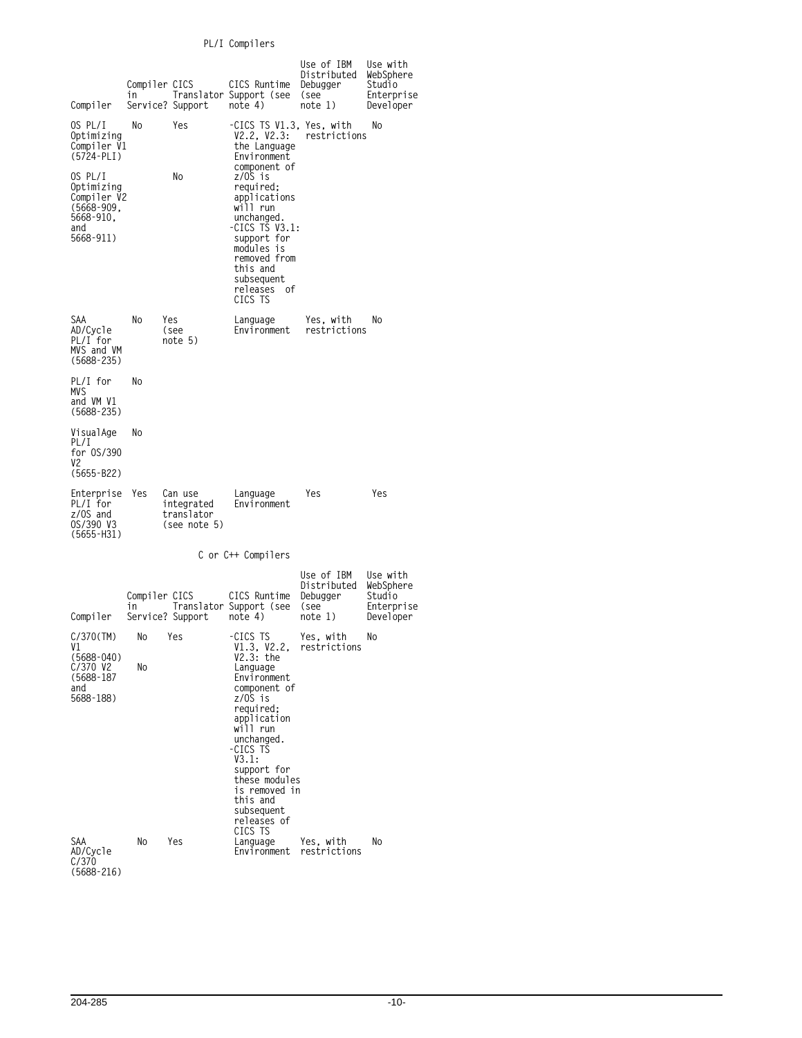## PL/I Compilers

| Compiler | Compiler in Service? | CICS Translator Support | CICS Runtime Support (see note 4) | Use of IBM Distributed Debugger (see note 1) | Use with WebSphere Studio Enterprise Developer |
|---|---|---|---|---|---|
| OS PL/I Optimizing Compiler V1 (5724-PLI) | No | Yes | -CICS TS V1.3, V2.2, V2.3: the Language Environment component of z/OS is required; applications will run unchanged. -CICS TS V3.1: support for modules is removed from this and subsequent releases of CICS TS | Yes, with restrictions | No |
| OS PL/I Optimizing Compiler V2 (5668-909, 5668-910, and 5668-911) | | No | | | |
| SAA AD/Cycle PL/I for MVS and VM (5688-235) | No | Yes (see note 5) | Language Environment | Yes, with restrictions | No |
| PL/I for MVS and VM V1 (5688-235) | No | | | | |
| VisualAge PL/I for OS/390 V2 (5655-B22) | No | | | | |
| Enterprise PL/I for z/OS and OS/390 V3 (5655-H31) | Yes | Can use integrated translator (see note 5) | Language Environment | Yes | Yes |

## C or C++ Compilers

| Compiler | Compiler in Service? | CICS Translator Support | CICS Runtime Support (see note 4) | Use of IBM Distributed Debugger (see note 1) | Use with WebSphere Studio Enterprise Developer |
|---|---|---|---|---|---|
| C/370(TM) V1 (5688-040) | No | Yes | -CICS TS V1.3, V2.2, V2.3: the Language Environment component of z/OS is required; application will run unchanged. -CICS TS V3.1: support for these modules is removed in this and subsequent releases of CICS TS | Yes, with restrictions | No |
| C/370 V2 (5688-187 and 5688-188) | No | | | | |
| SAA AD/Cycle C/370 (5688-216) | No | Yes | Language Environment | Yes, with restrictions | No |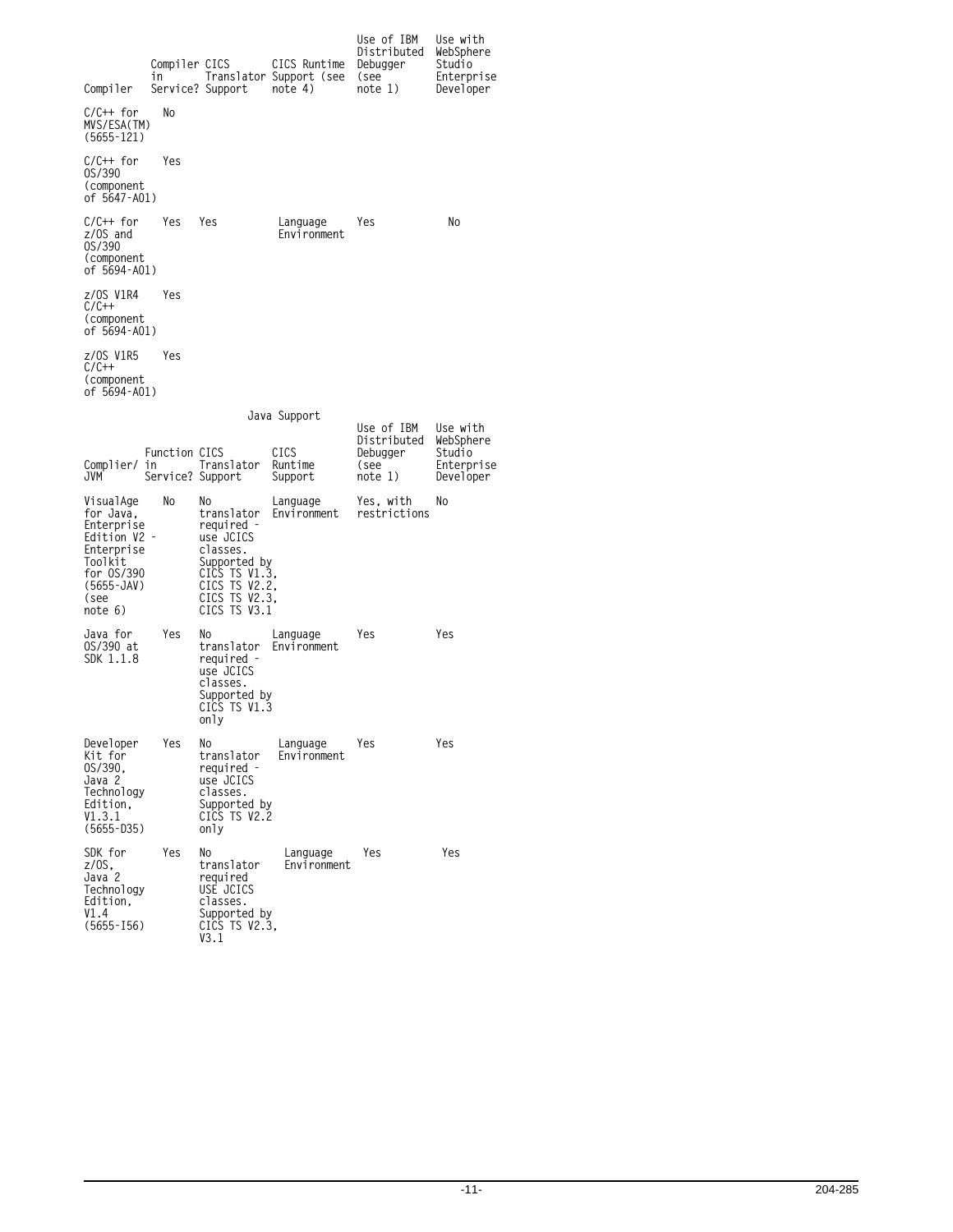| Compiler | Compiler in Service? | CICS Translator Support | CICS Runtime Support (see note 4) | Use of IBM Distributed Debugger (see note 1) | Use with WebSphere Studio Enterprise Developer |
|---|---|---|---|---|---|
| C/C++ for MVS/ESA(TM) (5655-121) | No | | | | |
| C/C++ for OS/390 (component of 5647-A01) | Yes | | | | |
| C/C++ for z/OS and OS/390 (component of 5694-A01) | Yes | Yes | Language Environment | Yes | No |
| z/OS V1R4 C/C++ (component of 5694-A01) | Yes | | | | |
| z/OS V1R5 C/C++ (component of 5694-A01) | Yes | | | | |

Java Support

| Complier/ JVM | Function in Service? | CICS Translator Support | CICS Runtime Support | Use of IBM Distributed Debugger (see note 1) | Use with WebSphere Studio Enterprise Developer |
|---|---|---|---|---|---|
| VisualAge for Java, Enterprise Edition V2 - Enterprise Toolkit for OS/390 (5655-JAV) (see note 6) | No | No translator required - use JCICS classes. Supported by CICS TS V1.3, CICS TS V2.2, CICS TS V2.3, CICS TS V3.1 | Language Environment | Yes, with restrictions | No |
| Java for OS/390 at SDK 1.1.8 | Yes | No translator required - use JCICS classes. Supported by CICS TS V1.3 only | Language Environment | Yes | Yes |
| Developer Kit for OS/390, Java 2 Technology Edition, V1.3.1 (5655-D35) | Yes | No translator required - use JCICS classes. Supported by CICS TS V2.2 only | Language Environment | Yes | Yes |
| SDK for z/OS, Java 2 Technology Edition, V1.4 (5655-I56) | Yes | No translator required USE JCICS classes. Supported by CICS TS V2.3, V3.1 | Language Environment | Yes | Yes |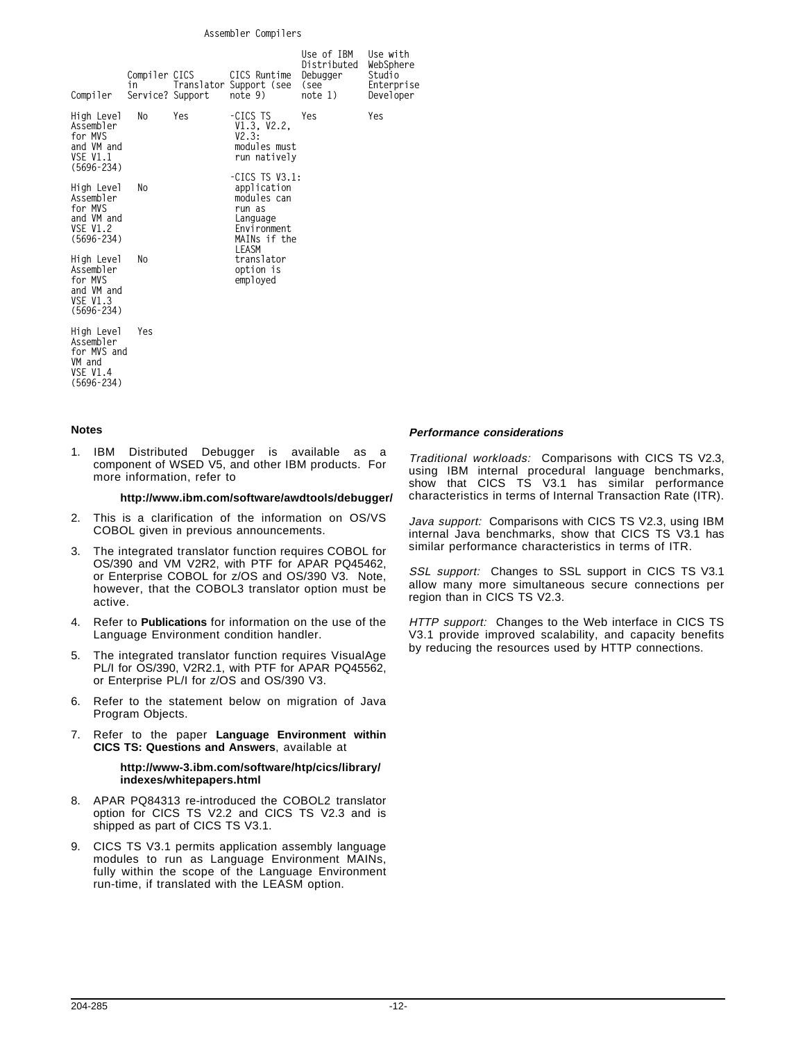### Assembler Compilers

| Compiler | Compiler in Service? | CICS Translator Support | CICS Runtime Support (see note 9) | Use of IBM Distributed Debugger (see note 1) | Use with WebSphere Studio Enterprise Developer |
|---|---|---|---|---|---|
| High Level Assembler for MVS and VM and VSE V1.1 (5696-234) | No | Yes | -CICS TS V1.3, V2.2, V2.3: modules must run natively | Yes | Yes |
| High Level Assembler for MVS and VM and VSE V1.2 (5696-234) | No | | -CICS TS V3.1: application modules can run as Language Environment MAINs if the LEASM translator option is employed | | |
| High Level Assembler for MVS and VM and VSE V1.3 (5696-234) | No | | | | |
| High Level Assembler for MVS and VM and VSE V1.4 (5696-234) | Yes | | | | |

**Notes**

1. IBM Distributed Debugger is available as a component of WSED V5, and other IBM products. For more information, refer to

   **http://www.ibm.com/software/awdtools/debugger/**

2. This is a clarification of the information on OS/VS COBOL given in previous announcements.
3. The integrated translator function requires COBOL for OS/390 and VM V2R2, with PTF for APAR PQ45462, or Enterprise COBOL for z/OS and OS/390 V3. Note, however, that the COBOL3 translator option must be active.
4. Refer to **Publications** for information on the use of the Language Environment condition handler.
5. The integrated translator function requires VisualAge PL/I for OS/390, V2R2.1, with PTF for APAR PQ45562, or Enterprise PL/I for z/OS and OS/390 V3.
6. Refer to the statement below on migration of Java Program Objects.
7. Refer to the paper **Language Environment within CICS TS: Questions and Answers**, available at

   **http://www-3.ibm.com/software/htp/cics/library/indexes/whitepapers.html**

8. APAR PQ84313 re-introduced the COBOL2 translator option for CICS TS V2.2 and CICS TS V2.3 and is shipped as part of CICS TS V3.1.
9. CICS TS V3.1 permits application assembly language modules to run as Language Environment MAINs, fully within the scope of the Language Environment run-time, if translated with the LEASM option.

***Performance considerations***

*Traditional workloads:* Comparisons with CICS TS V2.3, using IBM internal procedural language benchmarks, show that CICS TS V3.1 has similar performance characteristics in terms of Internal Transaction Rate (ITR).

*Java support:* Comparisons with CICS TS V2.3, using IBM internal Java benchmarks, show that CICS TS V3.1 has similar performance characteristics in terms of ITR.

*SSL support:* Changes to SSL support in CICS TS V3.1 allow many more simultaneous secure connections per region than in CICS TS V2.3.

*HTTP support:* Changes to the Web interface in CICS TS V3.1 provide improved scalability, and capacity benefits by reducing the resources used by HTTP connections.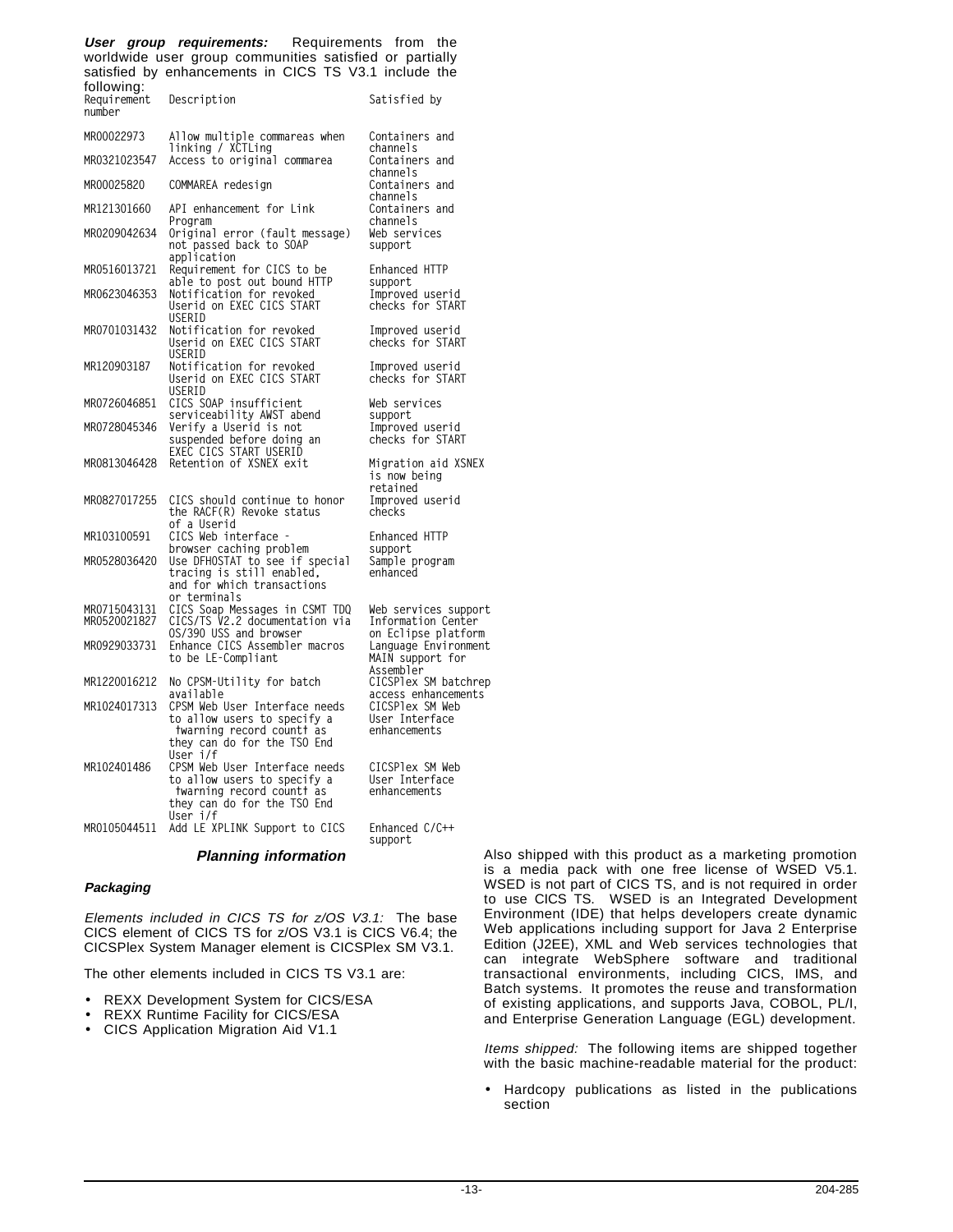**User group requirements:** Requirements from the worldwide user group communities satisfied or partially satisfied by enhancements in CICS TS V3.1 include the following:

| Requirement number | Description | Satisfied by |
|---|---|---|
| MR00022973 | Allow multiple commareas when linking / XCTLing | Containers and channels |
| MR0321023547 | Access to original commarea | Containers and channels |
| MR00025820 | COMMAREA redesign | Containers and channels |
| MR121301660 | API enhancement for Link Program | Containers and channels |
| MR0209042634 | Original error (fault message) not passed back to SOAP application | Web services support |
| MR0516013721 | Requirement for CICS to be able to post out bound HTTP | Enhanced HTTP support |
| MR0623046353 | Notification for revoked Userid on EXEC CICS START USERID | Improved userid checks for START |
| MR0701031432 | Notification for revoked Userid on EXEC CICS START USERID | Improved userid checks for START |
| MR120903187 | Notification for revoked Userid on EXEC CICS START USERID | Improved userid checks for START |
| MR0726046851 | CICS SOAP insufficient serviceability AWST abend | Web services support |
| MR0728045346 | Verify a Userid is not suspended before doing an EXEC CICS START USERID | Improved userid checks for START |
| MR0813046428 | Retention of XSNEX exit | Migration aid XSNEX is now being retained |
| MR0827017255 | CICS should continue to honor the RACF(R) Revoke status of a Userid | Improved userid checks |
| MR103100591 | CICS Web interface - browser caching problem | Enhanced HTTP support |
| MR0528036420 | Use DFHOSTAT to see if special tracing is still enabled, and for which transactions or terminals | Sample program enhanced |
| MR0715043131 | CICS Soap Messages in CSMT TDQ | Web services support |
| MR0520021827 | CICS/TS V2.2 documentation via OS/390 USS and browser | Information Center on Eclipse platform |
| MR0929033731 | Enhance CICS Assembler macros to be LE-Compliant | Language Environment MAIN support for Assembler |
| MR1220016212 | No CPSM-Utility for batch available | CICSPlex SM batchrep access enhancements |
| MR1024017313 | CPSM Web User Interface needs to allow users to specify a †warning record count† as they can do for the TSO End User i/f | CICSPlex SM Web User Interface enhancements |
| MR102401486 | CPSM Web User Interface needs to allow users to specify a †warning record count† as they can do for the TSO End User i/f | CICSPlex SM Web User Interface enhancements |
| MR0105044511 | Add LE XPLINK Support to CICS | Enhanced C/C++ support |

## Planning information

### Packaging

*Elements included in CICS TS for z/OS V3.1:* The base CICS element of CICS TS for z/OS V3.1 is CICS V6.4; the CICSPlex System Manager element is CICSPlex SM V3.1.

The other elements included in CICS TS V3.1 are:

- REXX Development System for CICS/ESA
- REXX Runtime Facility for CICS/ESA
- CICS Application Migration Aid V1.1

Also shipped with this product as a marketing promotion is a media pack with one free license of WSED V5.1. WSED is not part of CICS TS, and is not required in order to use CICS TS. WSED is an Integrated Development Environment (IDE) that helps developers create dynamic Web applications including support for Java 2 Enterprise Edition (J2EE), XML and Web services technologies that can integrate WebSphere software and traditional transactional environments, including CICS, IMS, and Batch systems. It promotes the reuse and transformation of existing applications, and supports Java, COBOL, PL/I, and Enterprise Generation Language (EGL) development.

*Items shipped:* The following items are shipped together with the basic machine-readable material for the product:

- Hardcopy publications as listed in the publications section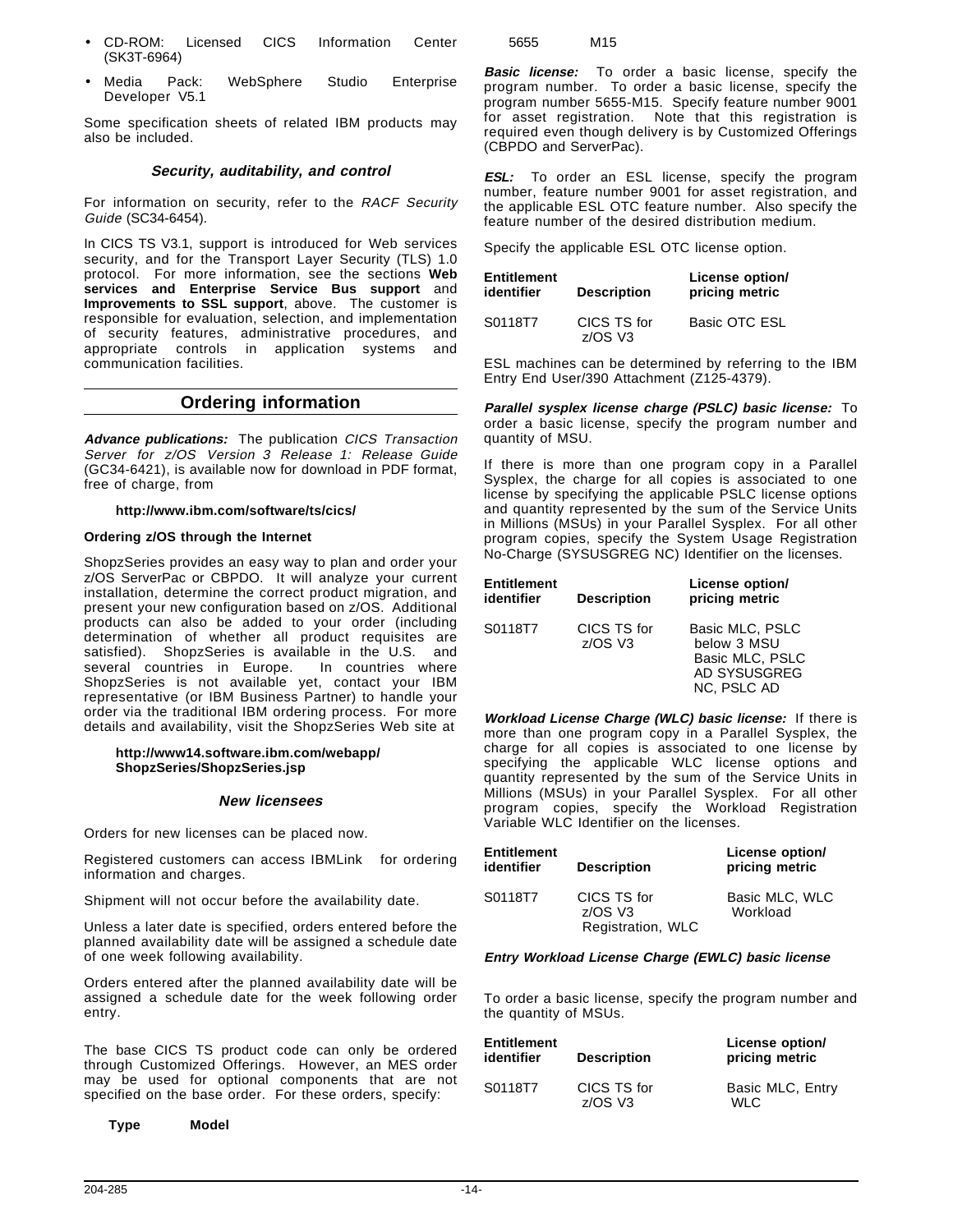- CD-ROM: Licensed CICS Information Center (SK3T-6964)
- Media Pack: WebSphere Studio Enterprise Developer V5.1

Some specification sheets of related IBM products may also be included.

### *Security, auditability, and control*

For information on security, refer to the *RACF Security Guide* (SC34-6454).

In CICS TS V3.1, support is introduced for Web services security, and for the Transport Layer Security (TLS) 1.0 protocol. For more information, see the sections **Web services and Enterprise Service Bus support** and **Improvements to SSL support**, above. The customer is responsible for evaluation, selection, and implementation of security features, administrative procedures, and appropriate controls in application systems and communication facilities.

## Ordering information

***Advance publications:*** The publication *CICS Transaction Server for z/OS Version 3 Release 1: Release Guide* (GC34-6421), is available now for download in PDF format, free of charge, from

**http://www.ibm.com/software/ts/cics/**

**Ordering z/OS through the Internet**

ShopzSeries provides an easy way to plan and order your z/OS ServerPac or CBPDO. It will analyze your current installation, determine the correct product migration, and present your new configuration based on z/OS. Additional products can also be added to your order (including determination of whether all product requisites are satisfied). ShopzSeries is available in the U.S. and several countries in Europe. In countries where ShopzSeries is not available yet, contact your IBM representative (or IBM Business Partner) to handle your order via the traditional IBM ordering process. For more details and availability, visit the ShopzSeries Web site at

**http://www14.software.ibm.com/webapp/ShopzSeries/ShopzSeries.jsp**

### *New licensees*

Orders for new licenses can be placed now.

Registered customers can access IBMLink for ordering information and charges.

Shipment will not occur before the availability date.

Unless a later date is specified, orders entered before the planned availability date will be assigned a schedule date of one week following availability.

Orders entered after the planned availability date will be assigned a schedule date for the week following order entry.

The base CICS TS product code can only be ordered through Customized Offerings. However, an MES order may be used for optional components that are not specified on the base order. For these orders, specify:

| Type | Model |
|---|---|
| 5655 | M15 |

***Basic license:*** To order a basic license, specify the program number. To order a basic license, specify the program number 5655-M15. Specify feature number 9001 for asset registration. Note that this registration is required even though delivery is by Customized Offerings (CBPDO and ServerPac).

***ESL:*** To order an ESL license, specify the program number, feature number 9001 for asset registration, and the applicable ESL OTC feature number. Also specify the feature number of the desired distribution medium.

Specify the applicable ESL OTC license option.

| Entitlement identifier | Description | License option/ pricing metric |
|---|---|---|
| S0118T7 | CICS TS for z/OS V3 | Basic OTC ESL |

ESL machines can be determined by referring to the IBM Entry End User/390 Attachment (Z125-4379).

***Parallel sysplex license charge (PSLC) basic license:*** To order a basic license, specify the program number and quantity of MSU.

If there is more than one program copy in a Parallel Sysplex, the charge for all copies is associated to one license by specifying the applicable PSLC license options and quantity represented by the sum of the Service Units in Millions (MSUs) in your Parallel Sysplex. For all other program copies, specify the System Usage Registration No-Charge (SYSUSGREG NC) Identifier on the licenses.

| Entitlement identifier | Description | License option/ pricing metric |
|---|---|---|
| S0118T7 | CICS TS for z/OS V3 | Basic MLC, PSLC below 3 MSU Basic MLC, PSLC AD SYSUSGREG NC, PSLC AD |

***Workload License Charge (WLC) basic license:*** If there is more than one program copy in a Parallel Sysplex, the charge for all copies is associated to one license by specifying the applicable WLC license options and quantity represented by the sum of the Service Units in Millions (MSUs) in your Parallel Sysplex. For all other program copies, specify the Workload Registration Variable WLC Identifier on the licenses.

| Entitlement identifier | Description | License option/ pricing metric |
|---|---|---|
| S0118T7 | CICS TS for z/OS V3 Registration, WLC | Basic MLC, WLC Workload |

***Entry Workload License Charge (EWLC) basic license***

To order a basic license, specify the program number and the quantity of MSUs.

| Entitlement identifier | Description | License option/ pricing metric |
|---|---|---|
| S0118T7 | CICS TS for z/OS V3 | Basic MLC, Entry WLC |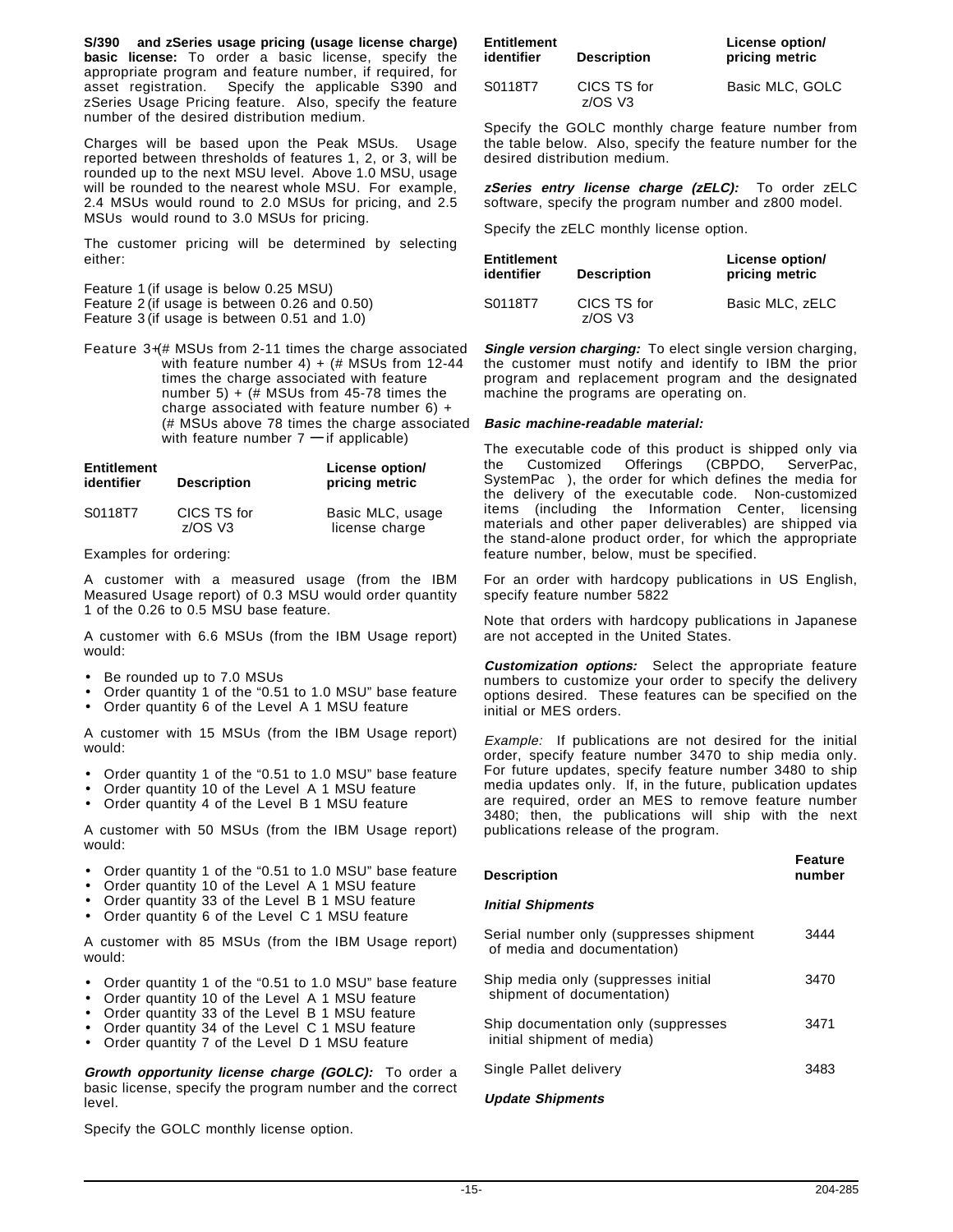**S/390 and zSeries usage pricing (usage license charge) basic license:** To order a basic license, specify the appropriate program and feature number, if required, for asset registration. Specify the applicable S390 and zSeries Usage Pricing feature. Also, specify the feature number of the desired distribution medium.

Charges will be based upon the Peak MSUs. Usage reported between thresholds of features 1, 2, or 3, will be rounded up to the next MSU level. Above 1.0 MSU, usage will be rounded to the nearest whole MSU. For example, 2.4 MSUs would round to 2.0 MSUs for pricing, and 2.5 MSUs would round to 3.0 MSUs for pricing.

The customer pricing will be determined by selecting either:

Feature 1 (if usage is below 0.25 MSU)
Feature 2 (if usage is between 0.26 and 0.50)
Feature 3 (if usage is between 0.51 and 1.0)

Feature 3+(# MSUs from 2-11 times the charge associated with feature number 4) + (# MSUs from 12-44 times the charge associated with feature number 5) + (# MSUs from 45-78 times the charge associated with feature number 6) + (# MSUs above 78 times the charge associated with feature number 7 — if applicable)

| Entitlement identifier | Description | License option/ pricing metric |
|---|---|---|
| S0118T7 | CICS TS for z/OS V3 | Basic MLC, usage license charge |

Examples for ordering:

A customer with a measured usage (from the IBM Measured Usage report) of 0.3 MSU would order quantity 1 of the 0.26 to 0.5 MSU base feature.

A customer with 6.6 MSUs (from the IBM Usage report) would:

- Be rounded up to 7.0 MSUs
- Order quantity 1 of the "0.51 to 1.0 MSU" base feature
- Order quantity 6 of the Level A 1 MSU feature

A customer with 15 MSUs (from the IBM Usage report) would:

- Order quantity 1 of the "0.51 to 1.0 MSU" base feature
- Order quantity 10 of the Level A 1 MSU feature
- Order quantity 4 of the Level B 1 MSU feature

A customer with 50 MSUs (from the IBM Usage report) would:

- Order quantity 1 of the "0.51 to 1.0 MSU" base feature
- Order quantity 10 of the Level A 1 MSU feature
- Order quantity 33 of the Level B 1 MSU feature
- Order quantity 6 of the Level C 1 MSU feature

A customer with 85 MSUs (from the IBM Usage report) would:

- Order quantity 1 of the "0.51 to 1.0 MSU" base feature
- Order quantity 10 of the Level A 1 MSU feature
- Order quantity 33 of the Level B 1 MSU feature
- Order quantity 34 of the Level C 1 MSU feature
- Order quantity 7 of the Level D 1 MSU feature

***Growth opportunity license charge (GOLC):*** To order a basic license, specify the program number and the correct level.

Specify the GOLC monthly license option.

| Entitlement identifier | Description | License option/ pricing metric |
|---|---|---|
| S0118T7 | CICS TS for z/OS V3 | Basic MLC, GOLC |

Specify the GOLC monthly charge feature number from the table below. Also, specify the feature number for the desired distribution medium.

***zSeries entry license charge (zELC):*** To order zELC software, specify the program number and z800 model.

Specify the zELC monthly license option.

| Entitlement identifier | Description | License option/ pricing metric |
|---|---|---|
| S0118T7 | CICS TS for z/OS V3 | Basic MLC, zELC |

***Single version charging:*** To elect single version charging, the customer must notify and identify to IBM the prior program and replacement program and the designated machine the programs are operating on.

***Basic machine-readable material:***

The executable code of this product is shipped only via the Customized Offerings (CBPDO, ServerPac, SystemPac ), the order for which defines the media for the delivery of the executable code. Non-customized items (including the Information Center, licensing materials and other paper deliverables) are shipped via the stand-alone product order, for which the appropriate feature number, below, must be specified.

For an order with hardcopy publications in US English, specify feature number 5822

Note that orders with hardcopy publications in Japanese are not accepted in the United States.

***Customization options:*** Select the appropriate feature numbers to customize your order to specify the delivery options desired. These features can be specified on the initial or MES orders.

*Example:* If publications are not desired for the initial order, specify feature number 3470 to ship media only. For future updates, specify feature number 3480 to ship media updates only. If, in the future, publication updates are required, order an MES to remove feature number 3480; then, the publications will ship with the next publications release of the program.

| Description | Feature number |
|---|---|
| ***Initial Shipments*** | |
| Serial number only (suppresses shipment of media and documentation) | 3444 |
| Ship media only (suppresses initial shipment of documentation) | 3470 |
| Ship documentation only (suppresses initial shipment of media) | 3471 |
| Single Pallet delivery | 3483 |
| ***Update Shipments*** | |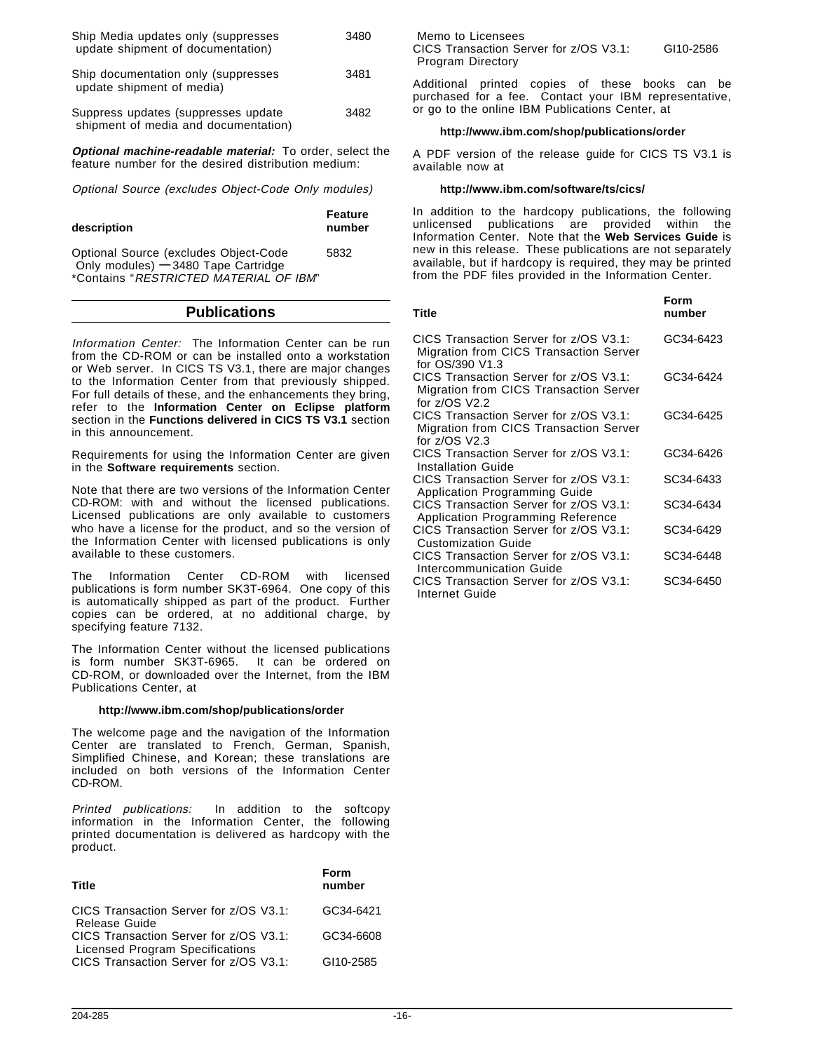| | |
|---|---|
| Ship Media updates only (suppresses update shipment of documentation) | 3480 |
| Ship documentation only (suppresses update shipment of media) | 3481 |
| Suppress updates (suppresses update shipment of media and documentation) | 3482 |

***Optional machine-readable material:*** To order, select the feature number for the desired distribution medium:

*Optional Source (excludes Object-Code Only modules)*

| description | Feature number |
|---|---|
| Optional Source (excludes Object-Code Only modules) — 3480 Tape Cartridge *Contains "*RESTRICTED MATERIAL OF IBM*" | 5832 |

## Publications

*Information Center:* The Information Center can be run from the CD-ROM or can be installed onto a workstation or Web server. In CICS TS V3.1, there are major changes to the Information Center from that previously shipped. For full details of these, and the enhancements they bring, refer to the **Information Center on Eclipse platform** section in the **Functions delivered in CICS TS V3.1** section in this announcement.

Requirements for using the Information Center are given in the **Software requirements** section.

Note that there are two versions of the Information Center CD-ROM: with and without the licensed publications. Licensed publications are only available to customers who have a license for the product, and so the version of the Information Center with licensed publications is only available to these customers.

The Information Center CD-ROM with licensed publications is form number SK3T-6964. One copy of this is automatically shipped as part of the product. Further copies can be ordered, at no additional charge, by specifying feature 7132.

The Information Center without the licensed publications is form number SK3T-6965. It can be ordered on CD-ROM, or downloaded over the Internet, from the IBM Publications Center, at

**http://www.ibm.com/shop/publications/order**

The welcome page and the navigation of the Information Center are translated to French, German, Spanish, Simplified Chinese, and Korean; these translations are included on both versions of the Information Center CD-ROM.

*Printed publications:* In addition to the softcopy information in the Information Center, the following printed documentation is delivered as hardcopy with the product.

| Title | Form number |
|---|---|
| CICS Transaction Server for z/OS V3.1: Release Guide | GC34-6421 |
| CICS Transaction Server for z/OS V3.1: Licensed Program Specifications | GC34-6608 |
| CICS Transaction Server for z/OS V3.1: Memo to Licensees | GI10-2585 |
| CICS Transaction Server for z/OS V3.1: Program Directory | GI10-2586 |

Additional printed copies of these books can be purchased for a fee. Contact your IBM representative, or go to the online IBM Publications Center, at

**http://www.ibm.com/shop/publications/order**

A PDF version of the release guide for CICS TS V3.1 is available now at

**http://www.ibm.com/software/ts/cics/**

In addition to the hardcopy publications, the following unlicensed publications are provided within the Information Center. Note that the **Web Services Guide** is new in this release. These publications are not separately available, but if hardcopy is required, they may be printed from the PDF files provided in the Information Center.

| Title | Form number |
|---|---|
| CICS Transaction Server for z/OS V3.1: Migration from CICS Transaction Server for OS/390 V1.3 | GC34-6423 |
| CICS Transaction Server for z/OS V3.1: Migration from CICS Transaction Server for z/OS V2.2 | GC34-6424 |
| CICS Transaction Server for z/OS V3.1: Migration from CICS Transaction Server for z/OS V2.3 | GC34-6425 |
| CICS Transaction Server for z/OS V3.1: Installation Guide | GC34-6426 |
| CICS Transaction Server for z/OS V3.1: Application Programming Guide | SC34-6433 |
| CICS Transaction Server for z/OS V3.1: Application Programming Reference | SC34-6434 |
| CICS Transaction Server for z/OS V3.1: Customization Guide | SC34-6429 |
| CICS Transaction Server for z/OS V3.1: Intercommunication Guide | SC34-6448 |
| CICS Transaction Server for z/OS V3.1: Internet Guide | SC34-6450 |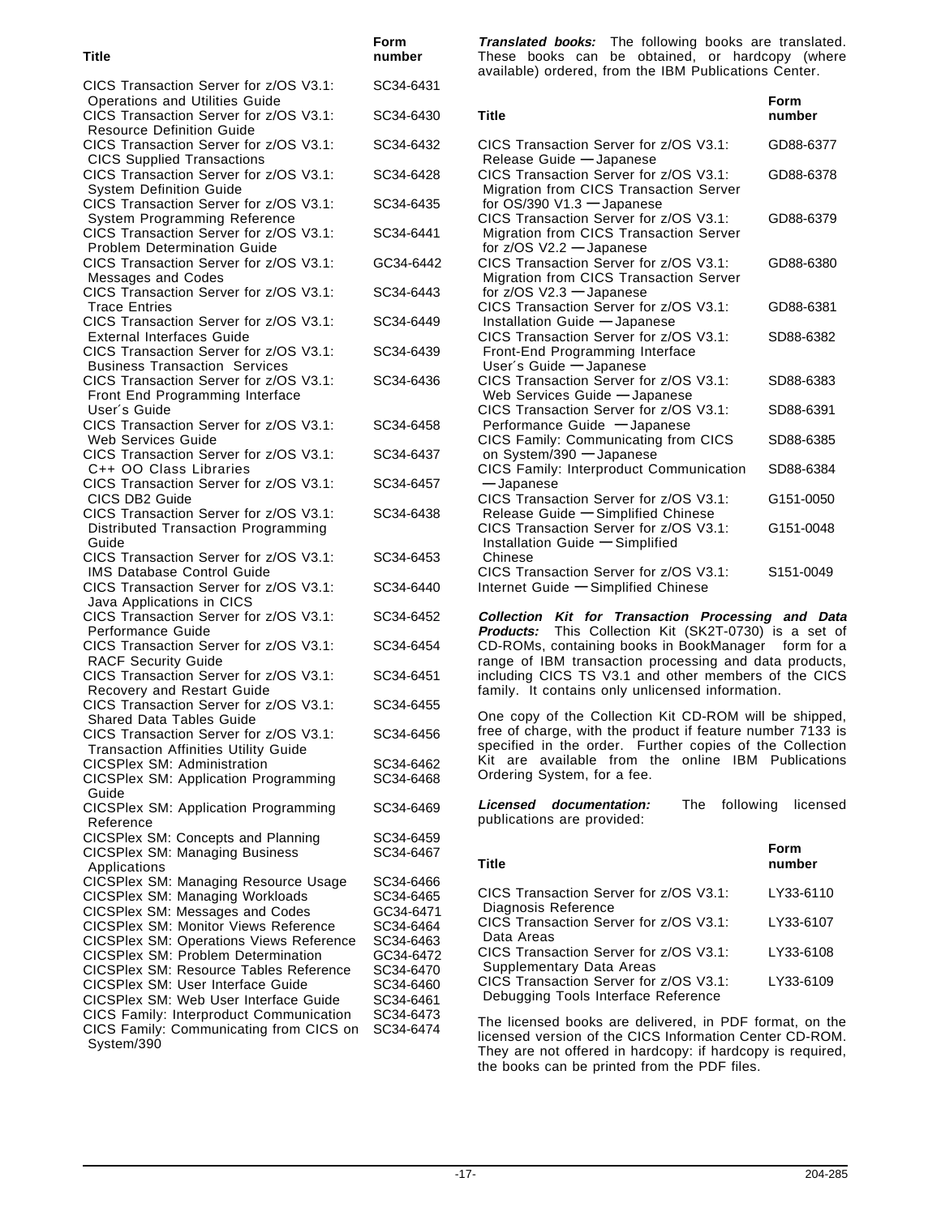| Title | Form number |
|---|---|
| CICS Transaction Server for z/OS V3.1: Operations and Utilities Guide | SC34-6431 |
| CICS Transaction Server for z/OS V3.1: Resource Definition Guide | SC34-6430 |
| CICS Transaction Server for z/OS V3.1: CICS Supplied Transactions | SC34-6432 |
| CICS Transaction Server for z/OS V3.1: System Definition Guide | SC34-6428 |
| CICS Transaction Server for z/OS V3.1: System Programming Reference | SC34-6435 |
| CICS Transaction Server for z/OS V3.1: Problem Determination Guide | SC34-6441 |
| CICS Transaction Server for z/OS V3.1: Messages and Codes | GC34-6442 |
| CICS Transaction Server for z/OS V3.1: Trace Entries | SC34-6443 |
| CICS Transaction Server for z/OS V3.1: External Interfaces Guide | SC34-6449 |
| CICS Transaction Server for z/OS V3.1: Business Transaction Services | SC34-6439 |
| CICS Transaction Server for z/OS V3.1: Front End Programming Interface User´s Guide | SC34-6436 |
| CICS Transaction Server for z/OS V3.1: Web Services Guide | SC34-6458 |
| CICS Transaction Server for z/OS V3.1: C++ OO Class Libraries | SC34-6437 |
| CICS Transaction Server for z/OS V3.1: CICS DB2 Guide | SC34-6457 |
| CICS Transaction Server for z/OS V3.1: Distributed Transaction Programming Guide | SC34-6438 |
| CICS Transaction Server for z/OS V3.1: IMS Database Control Guide | SC34-6453 |
| CICS Transaction Server for z/OS V3.1: Java Applications in CICS | SC34-6440 |
| CICS Transaction Server for z/OS V3.1: Performance Guide | SC34-6452 |
| CICS Transaction Server for z/OS V3.1: RACF Security Guide | SC34-6454 |
| CICS Transaction Server for z/OS V3.1: Recovery and Restart Guide | SC34-6451 |
| CICS Transaction Server for z/OS V3.1: Shared Data Tables Guide | SC34-6455 |
| CICS Transaction Server for z/OS V3.1: Transaction Affinities Utility Guide | SC34-6456 |
| CICSPlex SM: Administration | SC34-6462 |
| CICSPlex SM: Application Programming Guide | SC34-6468 |
| CICSPlex SM: Application Programming Reference | SC34-6469 |
| CICSPlex SM: Concepts and Planning | SC34-6459 |
| CICSPlex SM: Managing Business Applications | SC34-6467 |
| CICSPlex SM: Managing Resource Usage | SC34-6466 |
| CICSPlex SM: Managing Workloads | SC34-6465 |
| CICSPlex SM: Messages and Codes | GC34-6471 |
| CICSPlex SM: Monitor Views Reference | SC34-6464 |
| CICSPlex SM: Operations Views Reference | SC34-6463 |
| CICSPlex SM: Problem Determination | GC34-6472 |
| CICSPlex SM: Resource Tables Reference | SC34-6470 |
| CICSPlex SM: User Interface Guide | SC34-6460 |
| CICSPlex SM: Web User Interface Guide | SC34-6461 |
| CICS Family: Interproduct Communication | SC34-6473 |
| CICS Family: Communicating from CICS on System/390 | SC34-6474 |

***Translated books:*** The following books are translated. These books can be obtained, or hardcopy (where available) ordered, from the IBM Publications Center.

| Title | Form number |
|---|---|
| CICS Transaction Server for z/OS V3.1: Release Guide — Japanese | GD88-6377 |
| CICS Transaction Server for z/OS V3.1: Migration from CICS Transaction Server for OS/390 V1.3 — Japanese | GD88-6378 |
| CICS Transaction Server for z/OS V3.1: Migration from CICS Transaction Server for z/OS V2.2 — Japanese | GD88-6379 |
| CICS Transaction Server for z/OS V3.1: Migration from CICS Transaction Server for z/OS V2.3 — Japanese | GD88-6380 |
| CICS Transaction Server for z/OS V3.1: Installation Guide — Japanese | GD88-6381 |
| CICS Transaction Server for z/OS V3.1: Front-End Programming Interface User´s Guide — Japanese | SD88-6382 |
| CICS Transaction Server for z/OS V3.1: Web Services Guide — Japanese | SD88-6383 |
| CICS Transaction Server for z/OS V3.1: Performance Guide — Japanese | SD88-6391 |
| CICS Family: Communicating from CICS on System/390 — Japanese | SD88-6385 |
| CICS Family: Interproduct Communication — Japanese | SD88-6384 |
| CICS Transaction Server for z/OS V3.1: Release Guide — Simplified Chinese | G151-0050 |
| CICS Transaction Server for z/OS V3.1: Installation Guide — Simplified Chinese | G151-0048 |
| CICS Transaction Server for z/OS V3.1: Internet Guide — Simplified Chinese | S151-0049 |

***Collection Kit for Transaction Processing and Data Products:*** This Collection Kit (SK2T-0730) is a set of CD-ROMs, containing books in BookManager form for a range of IBM transaction processing and data products, including CICS TS V3.1 and other members of the CICS family. It contains only unlicensed information.

One copy of the Collection Kit CD-ROM will be shipped, free of charge, with the product if feature number 7133 is specified in the order. Further copies of the Collection Kit are available from the online IBM Publications Ordering System, for a fee.

***Licensed documentation:*** The following licensed publications are provided:

| Title | Form number |
|---|---|
| CICS Transaction Server for z/OS V3.1: Diagnosis Reference | LY33-6110 |
| CICS Transaction Server for z/OS V3.1: Data Areas | LY33-6107 |
| CICS Transaction Server for z/OS V3.1: Supplementary Data Areas | LY33-6108 |
| CICS Transaction Server for z/OS V3.1: Debugging Tools Interface Reference | LY33-6109 |

The licensed books are delivered, in PDF format, on the licensed version of the CICS Information Center CD-ROM. They are not offered in hardcopy: if hardcopy is required, the books can be printed from the PDF files.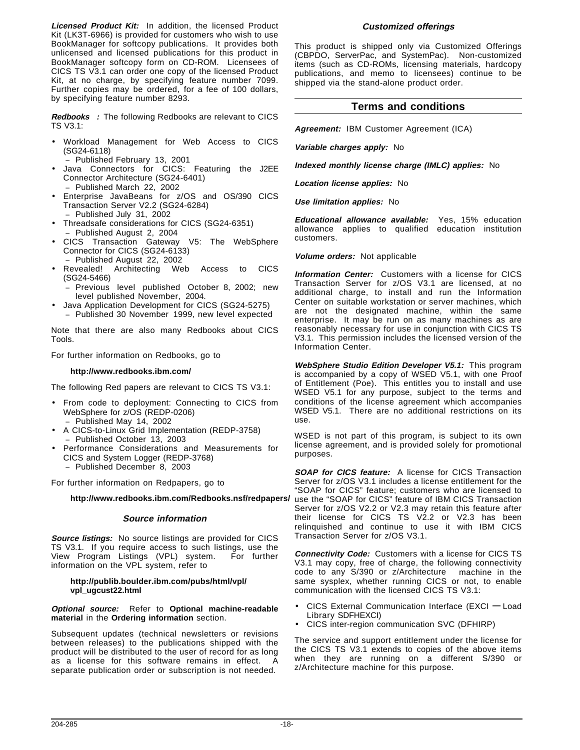***Licensed Product Kit:*** In addition, the licensed Product Kit (LK3T-6966) is provided for customers who wish to use BookManager for softcopy publications. It provides both unlicensed and licensed publications for this product in BookManager softcopy form on CD-ROM. Licensees of CICS TS V3.1 can order one copy of the licensed Product Kit, at no charge, by specifying feature number 7099. Further copies may be ordered, for a fee of 100 dollars, by specifying feature number 8293.

***Redbooks :*** The following Redbooks are relevant to CICS TS V3.1:

- Workload Management for Web Access to CICS (SG24-6118)
  - Published February 13, 2001
- Java Connectors for CICS: Featuring the J2EE Connector Architecture (SG24-6401)
  - Published March 22, 2002
- Enterprise JavaBeans for z/OS and OS/390 CICS Transaction Server V2.2 (SG24-6284)
  - Published July 31, 2002
- Threadsafe considerations for CICS (SG24-6351)
  - Published August 2, 2004
- CICS Transaction Gateway V5: The WebSphere Connector for CICS (SG24-6133)
  - Published August 22, 2002
- Revealed! Architecting Web Access to CICS (SG24-5466)
  - Previous level published October 8, 2002; new level published November, 2004.
- Java Application Development for CICS (SG24-5275)
  - Published 30 November 1999, new level expected

Note that there are also many Redbooks about CICS Tools.

For further information on Redbooks, go to

**http://www.redbooks.ibm.com/**

The following Red papers are relevant to CICS TS V3.1:

- From code to deployment: Connecting to CICS from WebSphere for z/OS (REDP-0206)
  - Published May 14, 2002
- A CICS-to-Linux Grid Implementation (REDP-3758)
  - Published October 13, 2003
- Performance Considerations and Measurements for CICS and System Logger (REDP-3768)
  - Published December 8, 2003

For further information on Redpapers, go to

**http://www.redbooks.ibm.com/Redbooks.nsf/redpapers/**

### *Source information*

***Source listings:*** No source listings are provided for CICS TS V3.1. If you require access to such listings, use the View Program Listings (VPL) system. For further information on the VPL system, refer to

**http://publib.boulder.ibm.com/pubs/html/vpl/vpl_ugcust22.html**

***Optional source:*** Refer to **Optional machine-readable material** in the **Ordering information** section.

Subsequent updates (technical newsletters or revisions between releases) to the publications shipped with the product will be distributed to the user of record for as long as a license for this software remains in effect. A separate publication order or subscription is not needed.

### *Customized offerings*

This product is shipped only via Customized Offerings (CBPDO, ServerPac, and SystemPac). Non-customized items (such as CD-ROMs, licensing materials, hardcopy publications, and memo to licensees) continue to be shipped via the stand-alone product order.

## Terms and conditions

***Agreement:*** IBM Customer Agreement (ICA)

***Variable charges apply:*** No

***Indexed monthly license charge (IMLC) applies:*** No

***Location license applies:*** No

***Use limitation applies:*** No

***Educational allowance available:*** Yes, 15% education allowance applies to qualified education institution customers.

***Volume orders:*** Not applicable

***Information Center:*** Customers with a license for CICS Transaction Server for z/OS V3.1 are licensed, at no additional charge, to install and run the Information Center on suitable workstation or server machines, which are not the designated machine, within the same enterprise. It may be run on as many machines as are reasonably necessary for use in conjunction with CICS TS V3.1. This permission includes the licensed version of the Information Center.

***WebSphere Studio Edition Developer V5.1:*** This program is accompanied by a copy of WSED V5.1, with one Proof of Entitlement (Poe). This entitles you to install and use WSED V5.1 for any purpose, subject to the terms and conditions of the license agreement which accompanies WSED V5.1. There are no additional restrictions on its use.

WSED is not part of this program, is subject to its own license agreement, and is provided solely for promotional purposes.

***SOAP for CICS feature:*** A license for CICS Transaction Server for z/OS V3.1 includes a license entitlement for the “SOAP for CICS” feature; customers who are licensed to use the “SOAP for CICS” feature of IBM CICS Transaction Server for z/OS V2.2 or V2.3 may retain this feature after their license for CICS TS V2.2 or V2.3 has been relinquished and continue to use it with IBM CICS Transaction Server for z/OS V3.1.

***Connectivity Code:*** Customers with a license for CICS TS V3.1 may copy, free of charge, the following connectivity code to any S/390 or z/Architecture machine in the same sysplex, whether running CICS or not, to enable communication with the licensed CICS TS V3.1:

- CICS External Communication Interface (EXCI — Load Library SDFHEXCI)
- CICS inter-region communication SVC (DFHIRP)

The service and support entitlement under the license for the CICS TS V3.1 extends to copies of the above items when they are running on a different S/390 or z/Architecture machine for this purpose.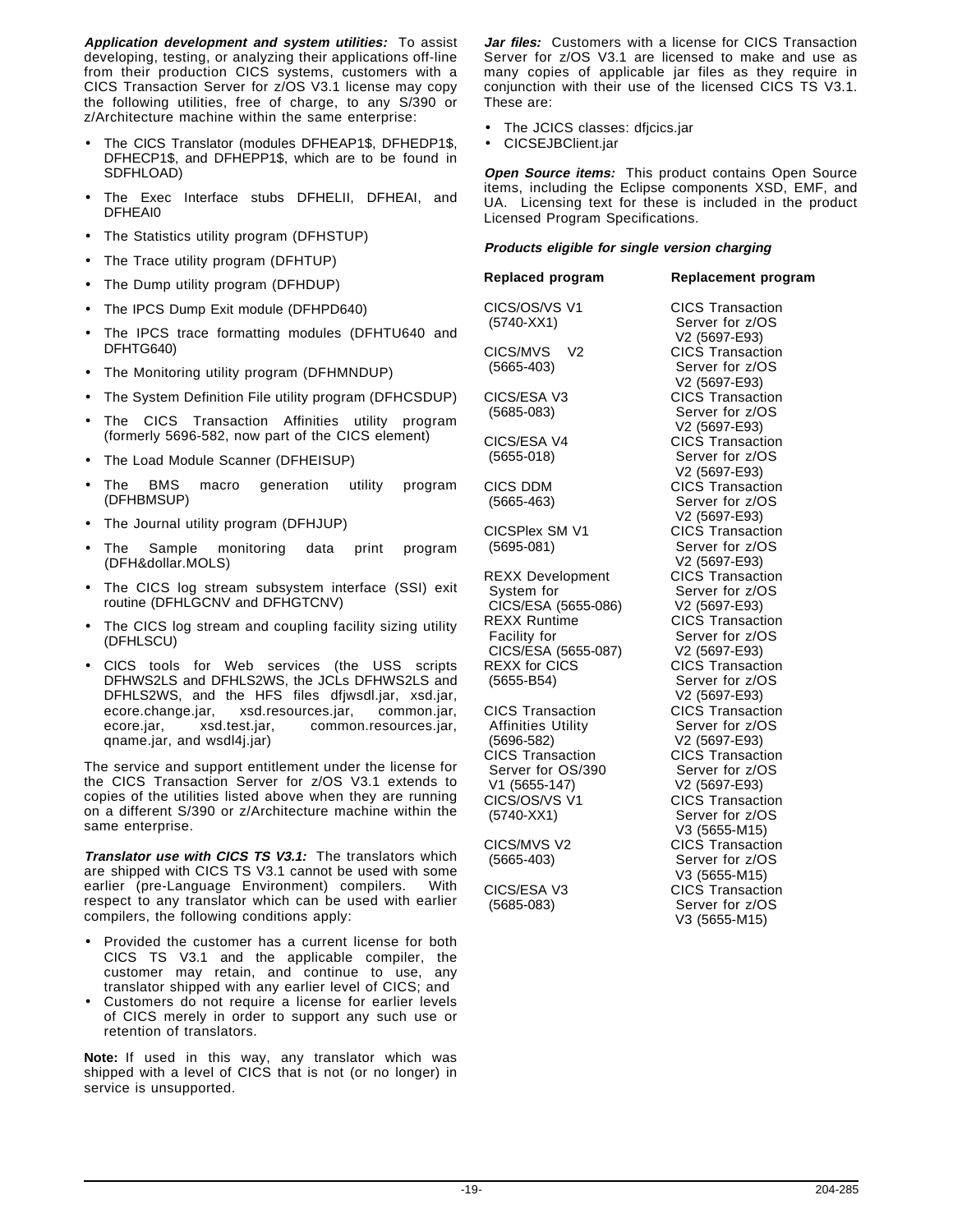***Application development and system utilities:*** To assist developing, testing, or analyzing their applications off-line from their production CICS systems, customers with a CICS Transaction Server for z/OS V3.1 license may copy the following utilities, free of charge, to any S/390 or z/Architecture machine within the same enterprise:

- The CICS Translator (modules DFHEAP1$, DFHEDP1$, DFHECP1$, and DFHEPP1$, which are to be found in SDFHLOAD)
- The Exec Interface stubs DFHELII, DFHEAI, and DFHEAI0
- The Statistics utility program (DFHSTUP)
- The Trace utility program (DFHTUP)
- The Dump utility program (DFHDUP)
- The IPCS Dump Exit module (DFHPD640)
- The IPCS trace formatting modules (DFHTU640 and DFHTG640)
- The Monitoring utility program (DFHMNDUP)
- The System Definition File utility program (DFHCSDUP)
- The CICS Transaction Affinities utility program (formerly 5696-582, now part of the CICS element)
- The Load Module Scanner (DFHEISUP)
- The BMS macro generation utility program (DFHBMSUP)
- The Journal utility program (DFHJUP)
- The Sample monitoring data print program (DFH&dollar.MOLS)
- The CICS log stream subsystem interface (SSI) exit routine (DFHLGCNV and DFHGTCNV)
- The CICS log stream and coupling facility sizing utility (DFHLSCU)
- CICS tools for Web services (the USS scripts DFHWS2LS and DFHLS2WS, the JCLs DFHWS2LS and DFHLS2WS, and the HFS files dfjwsdl.jar, xsd.jar, ecore.change.jar, xsd.resources.jar, common.jar, ecore.jar, xsd.test.jar, common.resources.jar, qname.jar, and wsdl4j.jar)

The service and support entitlement under the license for the CICS Transaction Server for z/OS V3.1 extends to copies of the utilities listed above when they are running on a different S/390 or z/Architecture machine within the same enterprise.

***Translator use with CICS TS V3.1:*** The translators which are shipped with CICS TS V3.1 cannot be used with some earlier (pre-Language Environment) compilers. With respect to any translator which can be used with earlier compilers, the following conditions apply:

- Provided the customer has a current license for both CICS TS V3.1 and the applicable compiler, the customer may retain, and continue to use, any translator shipped with any earlier level of CICS; and
- Customers do not require a license for earlier levels of CICS merely in order to support any such use or retention of translators.

**Note:** If used in this way, any translator which was shipped with a level of CICS that is not (or no longer) in service is unsupported.

***Jar files:*** Customers with a license for CICS Transaction Server for z/OS V3.1 are licensed to make and use as many copies of applicable jar files as they require in conjunction with their use of the licensed CICS TS V3.1. These are:

- The JCICS classes: dfjcics.jar
- CICSEJBClient.jar

***Open Source items:*** This product contains Open Source items, including the Eclipse components XSD, EMF, and UA. Licensing text for these is included in the product Licensed Program Specifications.

***Products eligible for single version charging***

| Replaced program | Replacement program |
|---|---|
| CICS/OS/VS V1 (5740-XX1) | CICS Transaction Server for z/OS V2 (5697-E93) |
| CICS/MVS V2 (5665-403) | CICS Transaction Server for z/OS V2 (5697-E93) |
| CICS/ESA V3 (5685-083) | CICS Transaction Server for z/OS V2 (5697-E93) |
| CICS/ESA V4 (5655-018) | CICS Transaction Server for z/OS V2 (5697-E93) |
| CICS DDM (5665-463) | CICS Transaction Server for z/OS V2 (5697-E93) |
| CICSPlex SM V1 (5695-081) | CICS Transaction Server for z/OS V2 (5697-E93) |
| REXX Development System for CICS/ESA (5655-086) | CICS Transaction Server for z/OS V2 (5697-E93) |
| REXX Runtime Facility for CICS/ESA (5655-087) | CICS Transaction Server for z/OS V2 (5697-E93) |
| REXX for CICS (5655-B54) | CICS Transaction Server for z/OS V2 (5697-E93) |
| CICS Transaction Affinities Utility (5696-582) | CICS Transaction Server for z/OS V2 (5697-E93) |
| CICS Transaction Server for OS/390 V1 (5655-147) | CICS Transaction Server for z/OS V2 (5697-E93) |
| CICS/OS/VS V1 (5740-XX1) | CICS Transaction Server for z/OS V3 (5655-M15) |
| CICS/MVS V2 (5665-403) | CICS Transaction Server for z/OS V3 (5655-M15) |
| CICS/ESA V3 (5685-083) | CICS Transaction Server for z/OS V3 (5655-M15) |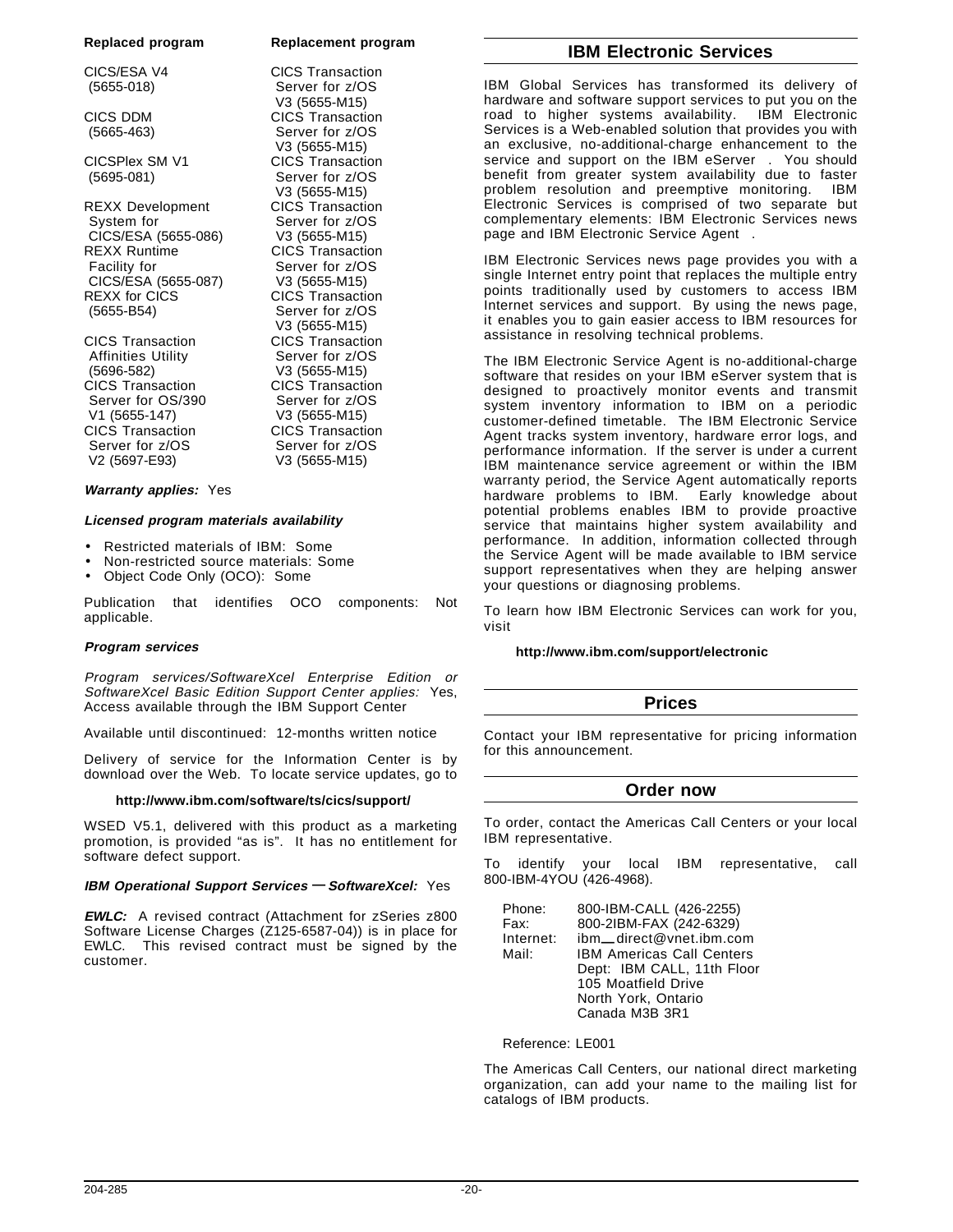| Replaced program | Replacement program |
| --- | --- |
| CICS/ESA V4 (5655-018) | CICS Transaction Server for z/OS V3 (5655-M15) |
| CICS DDM (5665-463) | CICS Transaction Server for z/OS V3 (5655-M15) |
| CICSPlex SM V1 (5695-081) | CICS Transaction Server for z/OS V3 (5655-M15) |
| REXX Development System for CICS/ESA (5655-086) | CICS Transaction Server for z/OS V3 (5655-M15) |
| REXX Runtime Facility for CICS/ESA (5655-087) | CICS Transaction Server for z/OS V3 (5655-M15) |
| REXX for CICS (5655-B54) | CICS Transaction Server for z/OS V3 (5655-M15) |
| CICS Transaction Affinities Utility (5696-582) | CICS Transaction Server for z/OS V3 (5655-M15) |
| CICS Transaction Server for OS/390 V1 (5655-147) | CICS Transaction Server for z/OS V3 (5655-M15) |
| CICS Transaction Server for z/OS V2 (5697-E93) | CICS Transaction Server for z/OS V3 (5655-M15) |

***Warranty applies:*** Yes

***Licensed program materials availability***

- Restricted materials of IBM: Some
- Non-restricted source materials: Some
- Object Code Only (OCO): Some

Publication that identifies OCO components: Not applicable.

***Program services***

*Program services/SoftwareXcel Enterprise Edition or SoftwareXcel Basic Edition Support Center applies:* Yes, Access available through the IBM Support Center

Available until discontinued: 12-months written notice

Delivery of service for the Information Center is by download over the Web. To locate service updates, go to

**http://www.ibm.com/software/ts/cics/support/**

WSED V5.1, delivered with this product as a marketing promotion, is provided "as is". It has no entitlement for software defect support.

***IBM Operational Support Services — SoftwareXcel:*** Yes

***EWLC:*** A revised contract (Attachment for zSeries z800 Software License Charges (Z125-6587-04)) is in place for EWLC. This revised contract must be signed by the customer.

## IBM Electronic Services

IBM Global Services has transformed its delivery of hardware and software support services to put you on the road to higher systems availability. IBM Electronic Services is a Web-enabled solution that provides you with an exclusive, no-additional-charge enhancement to the service and support on the IBM eServer . You should benefit from greater system availability due to faster problem resolution and preemptive monitoring. IBM Electronic Services is comprised of two separate but complementary elements: IBM Electronic Services news page and IBM Electronic Service Agent .

IBM Electronic Services news page provides you with a single Internet entry point that replaces the multiple entry points traditionally used by customers to access IBM Internet services and support. By using the news page, it enables you to gain easier access to IBM resources for assistance in resolving technical problems.

The IBM Electronic Service Agent is no-additional-charge software that resides on your IBM eServer system that is designed to proactively monitor events and transmit system inventory information to IBM on a periodic customer-defined timetable. The IBM Electronic Service Agent tracks system inventory, hardware error logs, and performance information. If the server is under a current IBM maintenance service agreement or within the IBM warranty period, the Service Agent automatically reports hardware problems to IBM. Early knowledge about potential problems enables IBM to provide proactive service that maintains higher system availability and performance. In addition, information collected through the Service Agent will be made available to IBM service support representatives when they are helping answer your questions or diagnosing problems.

To learn how IBM Electronic Services can work for you, visit

**http://www.ibm.com/support/electronic**

## Prices

Contact your IBM representative for pricing information for this announcement.

## Order now

To order, contact the Americas Call Centers or your local IBM representative.

To identify your local IBM representative, call 800-IBM-4YOU (426-4968).

| | |
| --- | --- |
| Phone: | 800-IBM-CALL (426-2255) |
| Fax: | 800-2IBM-FAX (242-6329) |
| Internet: | ibm_direct@vnet.ibm.com |
| Mail: | IBM Americas Call Centers<br>Dept: IBM CALL, 11th Floor<br>105 Moatfield Drive<br>North York, Ontario<br>Canada M3B 3R1 |

Reference: LE001

The Americas Call Centers, our national direct marketing organization, can add your name to the mailing list for catalogs of IBM products.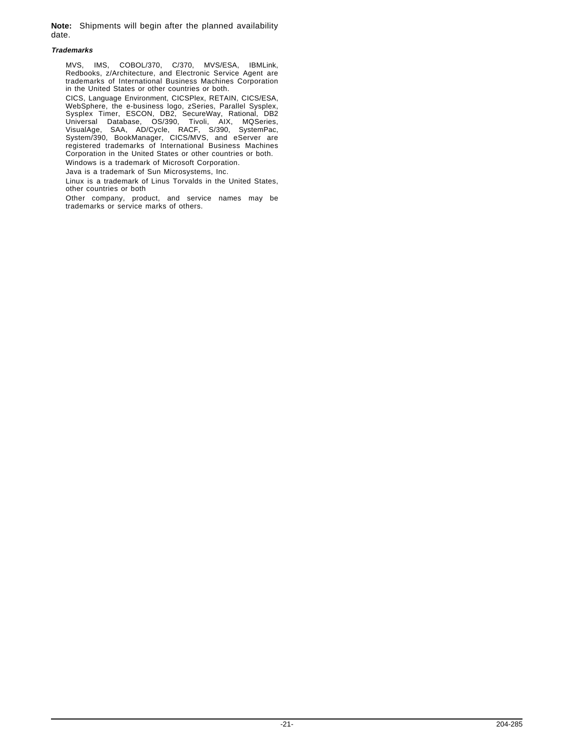**Note:** Shipments will begin after the planned availability date.

***Trademarks***

MVS, IMS, COBOL/370, C/370, MVS/ESA, IBMLink, Redbooks, z/Architecture, and Electronic Service Agent are trademarks of International Business Machines Corporation in the United States or other countries or both.

CICS, Language Environment, CICSPlex, RETAIN, CICS/ESA, WebSphere, the e-business logo, zSeries, Parallel Sysplex, Sysplex Timer, ESCON, DB2, SecureWay, Rational, DB2 Universal Database, OS/390, Tivoli, AIX, MQSeries, VisualAge, SAA, AD/Cycle, RACF, S/390, SystemPac, System/390, BookManager, CICS/MVS, and eServer are registered trademarks of International Business Machines Corporation in the United States or other countries or both.

Windows is a trademark of Microsoft Corporation.

Java is a trademark of Sun Microsystems, Inc.

Linux is a trademark of Linus Torvalds in the United States, other countries or both

Other company, product, and service names may be trademarks or service marks of others.